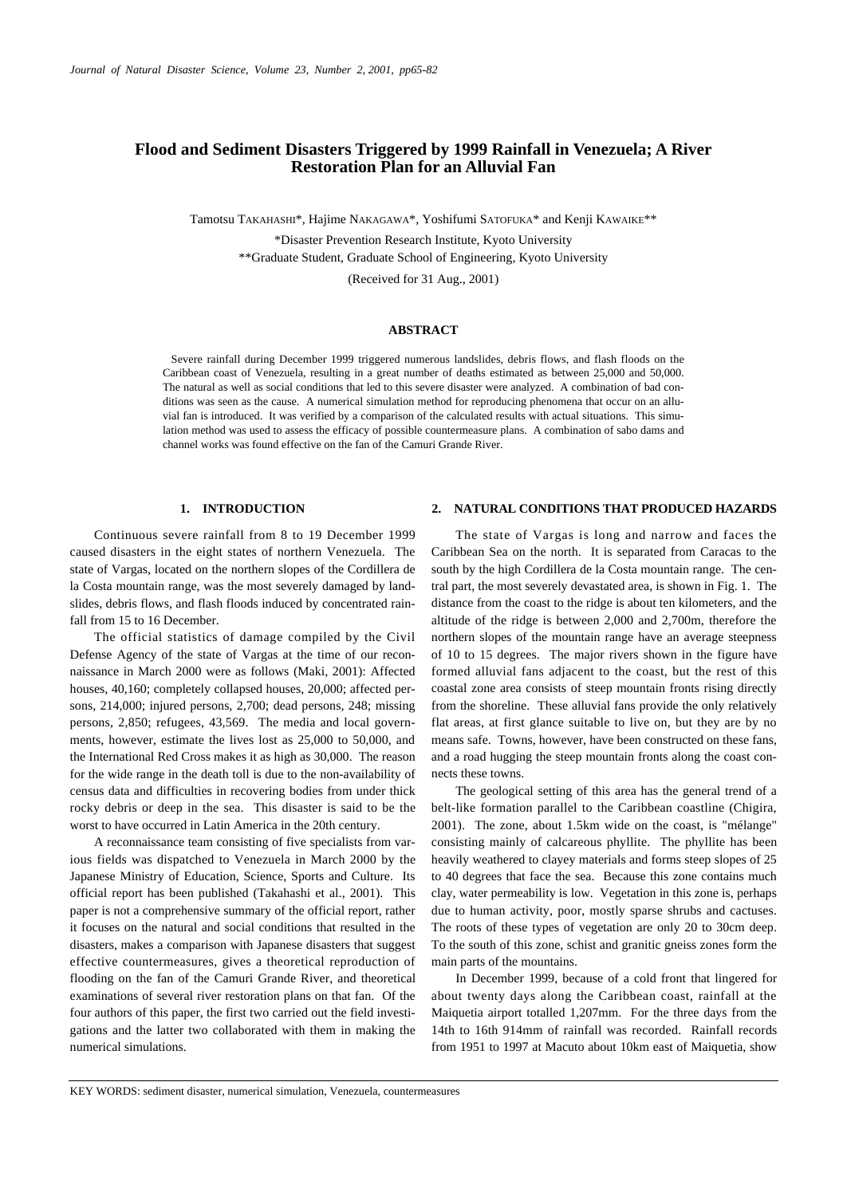# Flood and Sediment Disasters Triggered by 1999 Rainfall in Venezuela; A River Restoration Plan for an Alluvial Fan

Tamotsu TAKAHASHI*, Hajime NAKAGAWA*, Yoshifumi SATOFUKA* and Kenji KAWAIKE**

*Disaster Prevention Research Institute, Kyoto University

**Graduate Student, Graduate School of Engineering, Kyoto University

(Received for 31 Aug., 2001)

## ABSTRACT

Severe rainfall during December 1999 triggered numerous landslides, debris flows, and flash floods on the Caribbean coast of Venezuela, resulting in a great number of deaths estimated as between 25,000 and 50,000. The natural as well as social conditions that led to this severe disaster were analyzed. A combination of bad conditions was seen as the cause. A numerical simulation method for reproducing phenomena that occur on an alluvial fan is introduced. It was verified by a comparison of the calculated results with actual situations. This simulation method was used to assess the efficacy of possible countermeasure plans. A combination of sabo dams and channel works was found effective on the fan of the Camuri Grande River.

## 1. INTRODUCTION

Continuous severe rainfall from 8 to 19 December 1999 caused disasters in the eight states of northern Venezuela. The state of Vargas, located on the northern slopes of the Cordillera de la Costa mountain range, was the most severely damaged by landslides, debris flows, and flash floods induced by concentrated rainfall from 15 to 16 December.

The official statistics of damage compiled by the Civil Defense Agency of the state of Vargas at the time of our reconnaissance in March 2000 were as follows (Maki, 2001): Affected houses, 40,160; completely collapsed houses, 20,000; affected persons, 214,000; injured persons, 2,700; dead persons, 248; missing persons, 2,850; refugees, 43,569. The media and local governments, however, estimate the lives lost as 25,000 to 50,000, and the International Red Cross makes it as high as 30,000. The reason for the wide range in the death toll is due to the non-availability of census data and difficulties in recovering bodies from under thick rocky debris or deep in the sea. This disaster is said to be the worst to have occurred in Latin America in the 20th century.

A reconnaissance team consisting of five specialists from various fields was dispatched to Venezuela in March 2000 by the Japanese Ministry of Education, Science, Sports and Culture. Its official report has been published (Takahashi et al., 2001). This paper is not a comprehensive summary of the official report, rather it focuses on the natural and social conditions that resulted in the disasters, makes a comparison with Japanese disasters that suggest effective countermeasures, gives a theoretical reproduction of flooding on the fan of the Camuri Grande River, and theoretical examinations of several river restoration plans on that fan. Of the four authors of this paper, the first two carried out the field investigations and the latter two collaborated with them in making the numerical simulations.

## 2. NATURAL CONDITIONS THAT PRODUCED HAZARDS

The state of Vargas is long and narrow and faces the Caribbean Sea on the north. It is separated from Caracas to the south by the high Cordillera de la Costa mountain range. The central part, the most severely devastated area, is shown in Fig. 1. The distance from the coast to the ridge is about ten kilometers, and the altitude of the ridge is between 2,000 and 2,700m, therefore the northern slopes of the mountain range have an average steepness of 10 to 15 degrees. The major rivers shown in the figure have formed alluvial fans adjacent to the coast, but the rest of this coastal zone area consists of steep mountain fronts rising directly from the shoreline. These alluvial fans provide the only relatively flat areas, at first glance suitable to live on, but they are by no means safe. Towns, however, have been constructed on these fans, and a road hugging the steep mountain fronts along the coast connects these towns.

The geological setting of this area has the general trend of a belt-like formation parallel to the Caribbean coastline (Chigira, 2001). The zone, about 1.5km wide on the coast, is "mélange" consisting mainly of calcareous phyllite. The phyllite has been heavily weathered to clayey materials and forms steep slopes of 25 to 40 degrees that face the sea. Because this zone contains much clay, water permeability is low. Vegetation in this zone is, perhaps due to human activity, poor, mostly sparse shrubs and cactuses. The roots of these types of vegetation are only 20 to 30cm deep. To the south of this zone, schist and granitic gneiss zones form the main parts of the mountains.

In December 1999, because of a cold front that lingered for about twenty days along the Caribbean coast, rainfall at the Maiquetia airport totalled 1,207mm. For the three days from the 14th to 16th 914mm of rainfall was recorded. Rainfall records from 1951 to 1997 at Macuto about 10km east of Maiquetia, show

KEY WORDS: sediment disaster, numerical simulation, Venezuela, countermeasures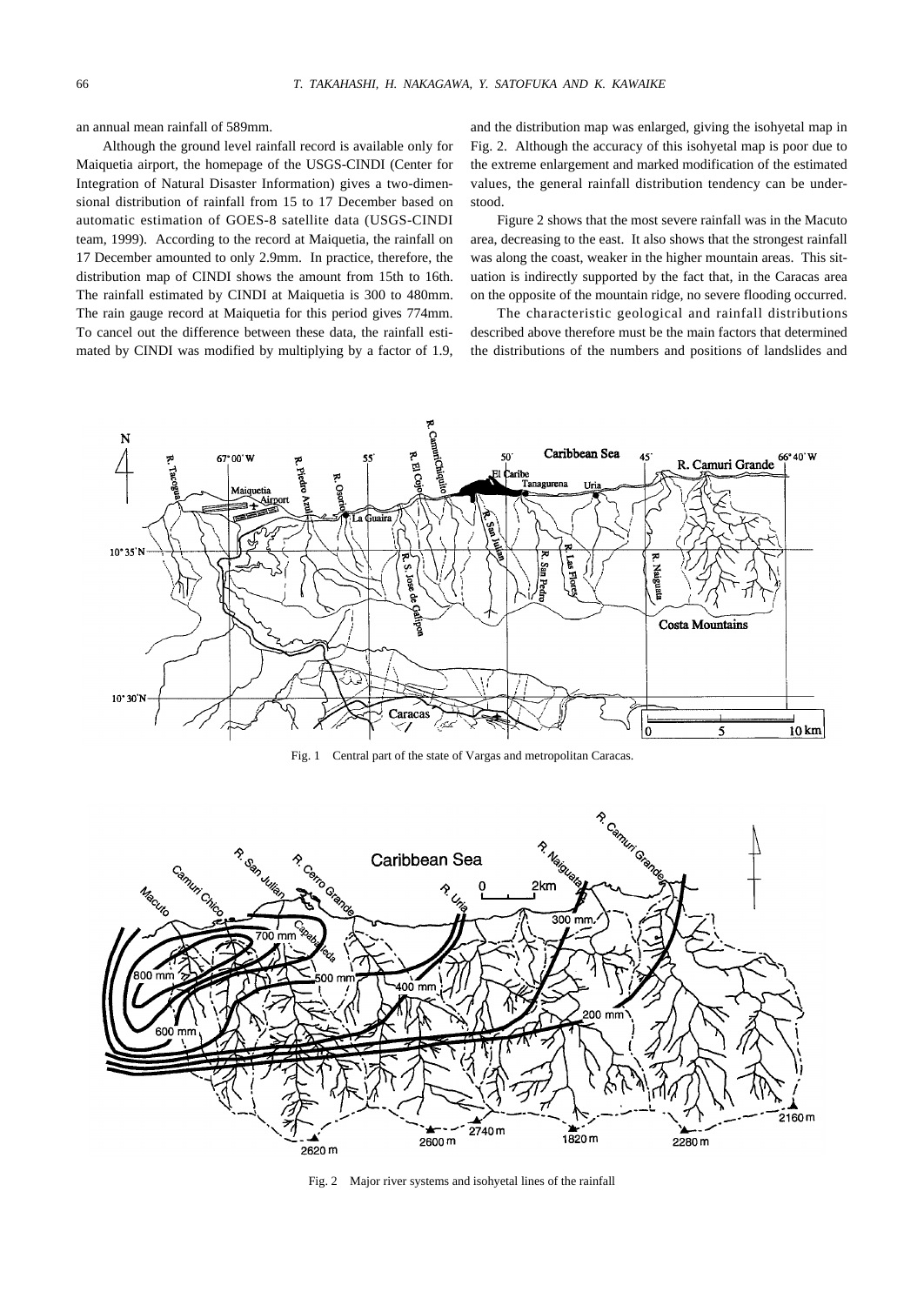an annual mean rainfall of 589mm.

Although the ground level rainfall record is available only for Maiquetia airport, the homepage of the USGS-CINDI (Center for Integration of Natural Disaster Information) gives a two-dimensional distribution of rainfall from 15 to 17 December based on automatic estimation of GOES-8 satellite data (USGS-CINDI team, 1999). According to the record at Maiquetia, the rainfall on 17 December amounted to only 2.9mm. In practice, therefore, the distribution map of CINDI shows the amount from 15th to 16th. The rainfall estimated by CINDI at Maiquetia is 300 to 480mm. The rain gauge record at Maiquetia for this period gives 774mm. To cancel out the difference between these data, the rainfall estimated by CINDI was modified by multiplying by a factor of 1.9, and the distribution map was enlarged, giving the isohyetal map in Fig. 2. Although the accuracy of this isohyetal map is poor due to the extreme enlargement and marked modification of the estimated values, the general rainfall distribution tendency can be understood.

Figure 2 shows that the most severe rainfall was in the Macuto area, decreasing to the east. It also shows that the strongest rainfall was along the coast, weaker in the higher mountain areas. This situation is indirectly supported by the fact that, in the Caracas area on the opposite of the mountain ridge, no severe flooding occurred.

The characteristic geological and rainfall distributions described above therefore must be the main factors that determined the distributions of the numbers and positions of landslides and

Fig. 1 Central part of the state of Vargas and metropolitan Caracas.

Fig. 2 Major river systems and isohyetal lines of the rainfall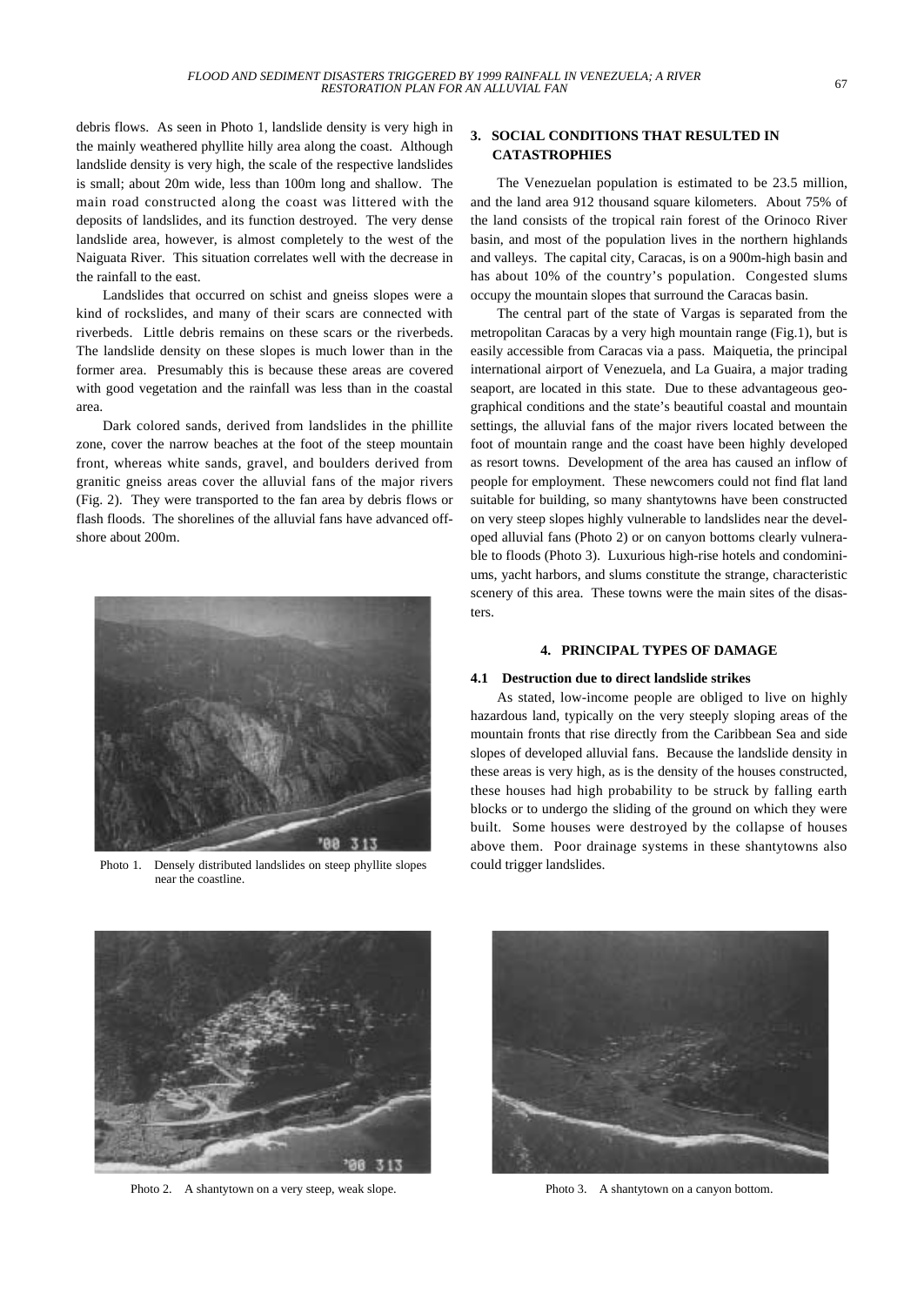debris flows. As seen in Photo 1, landslide density is very high in the mainly weathered phyllite hilly area along the coast. Although landslide density is very high, the scale of the respective landslides is small; about 20m wide, less than 100m long and shallow. The main road constructed along the coast was littered with the deposits of landslides, and its function destroyed. The very dense landslide area, however, is almost completely to the west of the Naiguata River. This situation correlates well with the decrease in the rainfall to the east.

Landslides that occurred on schist and gneiss slopes were a kind of rockslides, and many of their scars are connected with riverbeds. Little debris remains on these scars or the riverbeds. The landslide density on these slopes is much lower than in the former area. Presumably this is because these areas are covered with good vegetation and the rainfall was less than in the coastal area.

Dark colored sands, derived from landslides in the phillite zone, cover the narrow beaches at the foot of the steep mountain front, whereas white sands, gravel, and boulders derived from granitic gneiss areas cover the alluvial fans of the major rivers (Fig. 2). They were transported to the fan area by debris flows or flash floods. The shorelines of the alluvial fans have advanced offshore about 200m.

Photo 1. Densely distributed landslides on steep phyllite slopes near the coastline.

## 3. SOCIAL CONDITIONS THAT RESULTED IN CATASTROPHIES

The Venezuelan population is estimated to be 23.5 million, and the land area 912 thousand square kilometers. About 75% of the land consists of the tropical rain forest of the Orinoco River basin, and most of the population lives in the northern highlands and valleys. The capital city, Caracas, is on a 900m-high basin and has about 10% of the country's population. Congested slums occupy the mountain slopes that surround the Caracas basin.

The central part of the state of Vargas is separated from the metropolitan Caracas by a very high mountain range (Fig.1), but is easily accessible from Caracas via a pass. Maiquetia, the principal international airport of Venezuela, and La Guaira, a major trading seaport, are located in this state. Due to these advantageous geographical conditions and the state's beautiful coastal and mountain settings, the alluvial fans of the major rivers located between the foot of mountain range and the coast have been highly developed as resort towns. Development of the area has caused an inflow of people for employment. These newcomers could not find flat land suitable for building, so many shantytowns have been constructed on very steep slopes highly vulnerable to landslides near the developed alluvial fans (Photo 2) or on canyon bottoms clearly vulnerable to floods (Photo 3). Luxurious high-rise hotels and condominiums, yacht harbors, and slums constitute the strange, characteristic scenery of this area. These towns were the main sites of the disasters.

## 4. PRINCIPAL TYPES OF DAMAGE

### 4.1 Destruction due to direct landslide strikes

As stated, low-income people are obliged to live on highly hazardous land, typically on the very steeply sloping areas of the mountain fronts that rise directly from the Caribbean Sea and side slopes of developed alluvial fans. Because the landslide density in these areas is very high, as is the density of the houses constructed, these houses had high probability to be struck by falling earth blocks or to undergo the sliding of the ground on which they were built. Some houses were destroyed by the collapse of houses above them. Poor drainage systems in these shantytowns also could trigger landslides.

Photo 2. A shantytown on a very steep, weak slope.

Photo 3. A shantytown on a canyon bottom.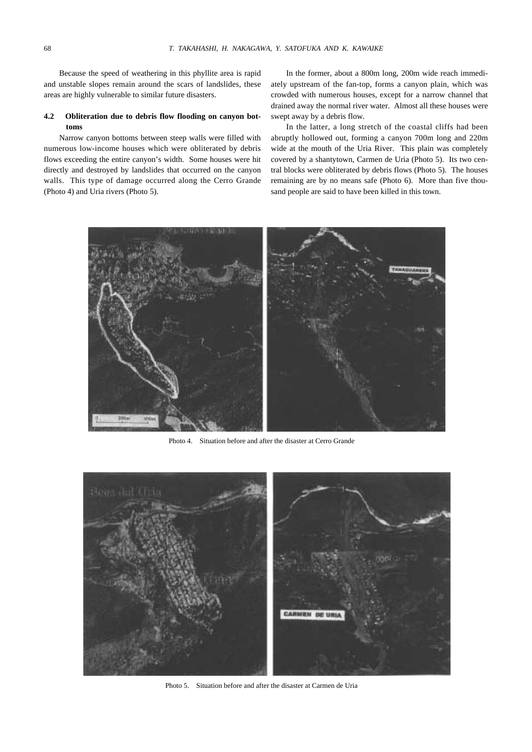Because the speed of weathering in this phyllite area is rapid and unstable slopes remain around the scars of landslides, these areas are highly vulnerable to similar future disasters.

### 4.2 Obliteration due to debris flow flooding on canyon bottoms

Narrow canyon bottoms between steep walls were filled with numerous low-income houses which were obliterated by debris flows exceeding the entire canyon's width. Some houses were hit directly and destroyed by landslides that occurred on the canyon walls. This type of damage occurred along the Cerro Grande (Photo 4) and Uria rivers (Photo 5).

In the former, about a 800m long, 200m wide reach immediately upstream of the fan-top, forms a canyon plain, which was crowded with numerous houses, except for a narrow channel that drained away the normal river water. Almost all these houses were swept away by a debris flow.

In the latter, a long stretch of the coastal cliffs had been abruptly hollowed out, forming a canyon 700m long and 220m wide at the mouth of the Uria River. This plain was completely covered by a shantytown, Carmen de Uria (Photo 5). Its two central blocks were obliterated by debris flows (Photo 5). The houses remaining are by no means safe (Photo 6). More than five thousand people are said to have been killed in this town.

Photo 4. Situation before and after the disaster at Cerro Grande

Photo 5. Situation before and after the disaster at Carmen de Uria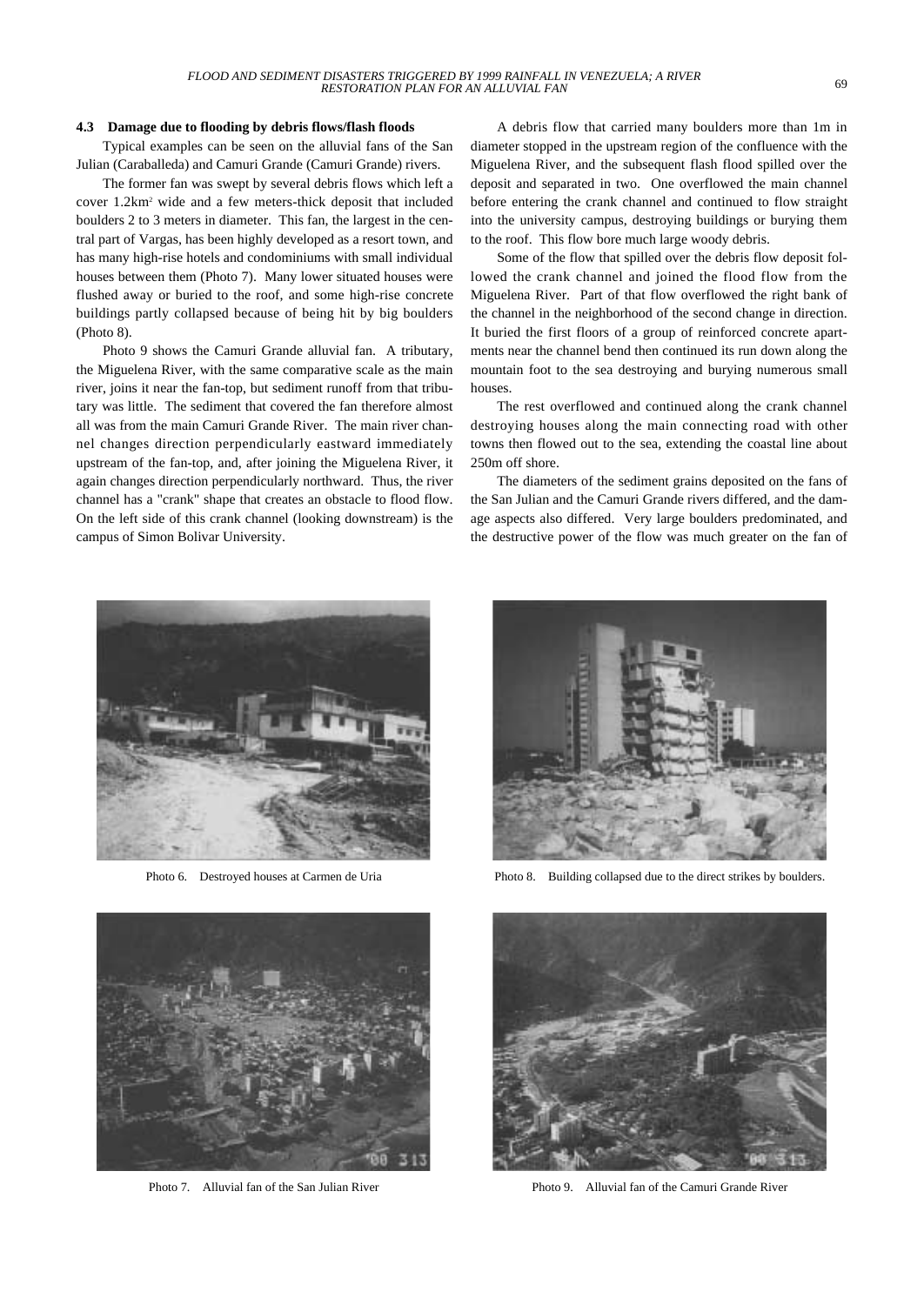### 4.3 Damage due to flooding by debris flows/flash floods

Typical examples can be seen on the alluvial fans of the San Julian (Caraballeda) and Camuri Grande (Camuri Grande) rivers.

The former fan was swept by several debris flows which left a cover 1.2km$^2$ wide and a few meters-thick deposit that included boulders 2 to 3 meters in diameter. This fan, the largest in the central part of Vargas, has been highly developed as a resort town, and has many high-rise hotels and condominiums with small individual houses between them (Photo 7). Many lower situated houses were flushed away or buried to the roof, and some high-rise concrete buildings partly collapsed because of being hit by big boulders (Photo 8).

Photo 9 shows the Camuri Grande alluvial fan. A tributary, the Miguelena River, with the same comparative scale as the main river, joins it near the fan-top, but sediment runoff from that tributary was little. The sediment that covered the fan therefore almost all was from the main Camuri Grande River. The main river channel changes direction perpendicularly eastward immediately upstream of the fan-top, and, after joining the Miguelena River, it again changes direction perpendicularly northward. Thus, the river channel has a "crank" shape that creates an obstacle to flood flow. On the left side of this crank channel (looking downstream) is the campus of Simon Bolivar University.

A debris flow that carried many boulders more than 1m in diameter stopped in the upstream region of the confluence with the Miguelena River, and the subsequent flash flood spilled over the deposit and separated in two. One overflowed the main channel before entering the crank channel and continued to flow straight into the university campus, destroying buildings or burying them to the roof. This flow bore much large woody debris.

Some of the flow that spilled over the debris flow deposit followed the crank channel and joined the flood flow from the Miguelena River. Part of that flow overflowed the right bank of the channel in the neighborhood of the second change in direction. It buried the first floors of a group of reinforced concrete apartments near the channel bend then continued its run down along the mountain foot to the sea destroying and burying numerous small houses.

The rest overflowed and continued along the crank channel destroying houses along the main connecting road with other towns then flowed out to the sea, extending the coastal line about 250m off shore.

The diameters of the sediment grains deposited on the fans of the San Julian and the Camuri Grande rivers differed, and the damage aspects also differed. Very large boulders predominated, and the destructive power of the flow was much greater on the fan of

Photo 6. Destroyed houses at Carmen de Uria

Photo 8. Building collapsed due to the direct strikes by boulders.

Photo 7. Alluvial fan of the San Julian River

Photo 9. Alluvial fan of the Camuri Grande River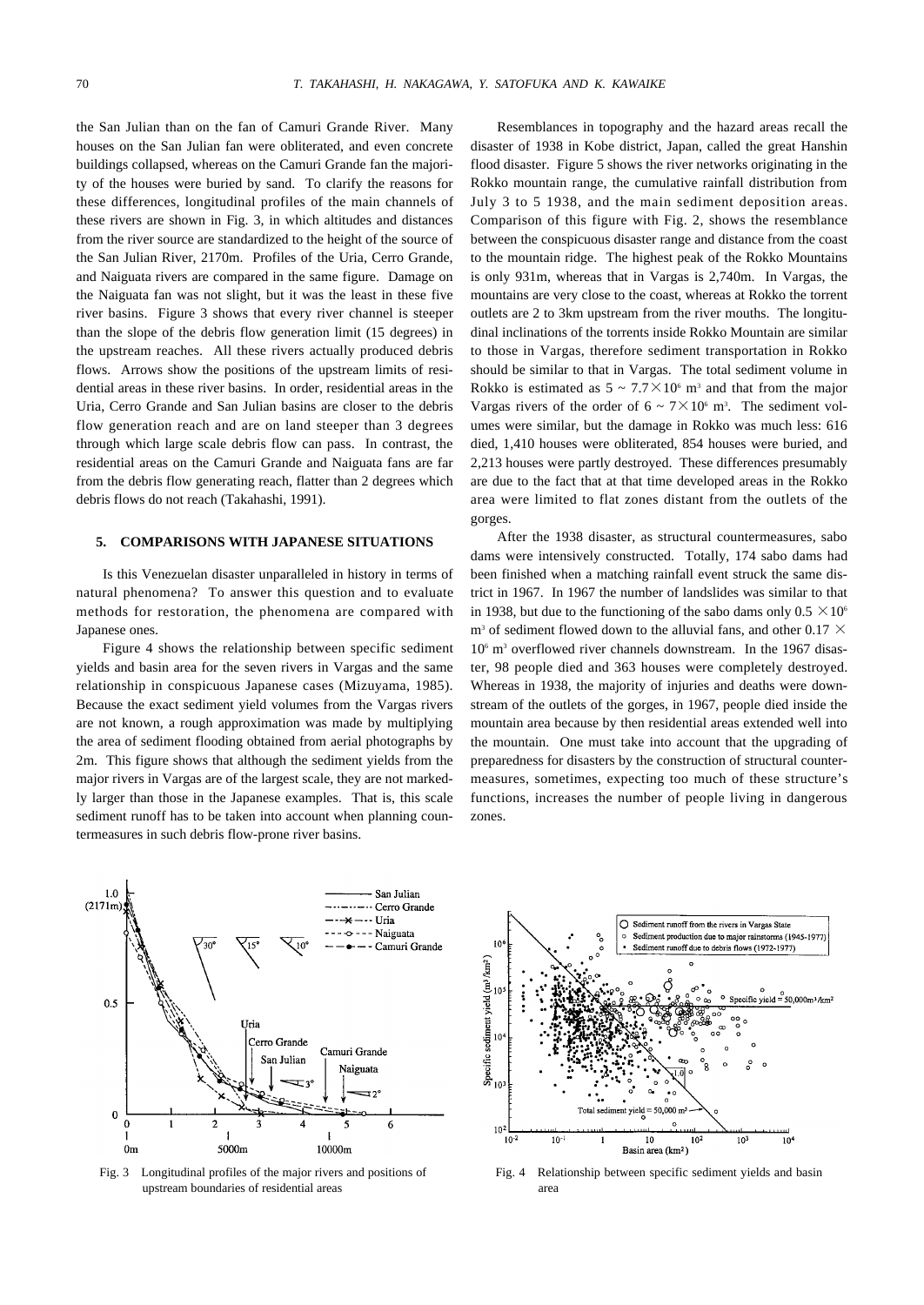the San Julian than on the fan of Camuri Grande River. Many houses on the San Julian fan were obliterated, and even concrete buildings collapsed, whereas on the Camuri Grande fan the majority of the houses were buried by sand. To clarify the reasons for these differences, longitudinal profiles of the main channels of these rivers are shown in Fig. 3, in which altitudes and distances from the river source are standardized to the height of the source of the San Julian River, 2170m. Profiles of the Uria, Cerro Grande, and Naiguata rivers are compared in the same figure. Damage on the Naiguata fan was not slight, but it was the least in these five river basins. Figure 3 shows that every river channel is steeper than the slope of the debris flow generation limit (15 degrees) in the upstream reaches. All these rivers actually produced debris flows. Arrows show the positions of the upstream limits of residential areas in these river basins. In order, residential areas in the Uria, Cerro Grande and San Julian basins are closer to the debris flow generation reach and are on land steeper than 3 degrees through which large scale debris flow can pass. In contrast, the residential areas on the Camuri Grande and Naiguata fans are far from the debris flow generating reach, flatter than 2 degrees which debris flows do not reach (Takahashi, 1991).

## 5. COMPARISONS WITH JAPANESE SITUATIONS

Is this Venezuelan disaster unparalleled in history in terms of natural phenomena? To answer this question and to evaluate methods for restoration, the phenomena are compared with Japanese ones.

Figure 4 shows the relationship between specific sediment yields and basin area for the seven rivers in Vargas and the same relationship in conspicuous Japanese cases (Mizuyama, 1985). Because the exact sediment yield volumes from the Vargas rivers are not known, a rough approximation was made by multiplying the area of sediment flooding obtained from aerial photographs by 2m. This figure shows that although the sediment yields from the major rivers in Vargas are of the largest scale, they are not markedly larger than those in the Japanese examples. That is, this scale sediment runoff has to be taken into account when planning countermeasures in such debris flow-prone river basins.

Resemblances in topography and the hazard areas recall the disaster of 1938 in Kobe district, Japan, called the great Hanshin flood disaster. Figure 5 shows the river networks originating in the Rokko mountain range, the cumulative rainfall distribution from July 3 to 5 1938, and the main sediment deposition areas. Comparison of this figure with Fig. 2, shows the resemblance between the conspicuous disaster range and distance from the coast to the mountain ridge. The highest peak of the Rokko Mountains is only 931m, whereas that in Vargas is 2,740m. In Vargas, the mountains are very close to the coast, whereas at Rokko the torrent outlets are 2 to 3km upstream from the river mouths. The longitudinal inclinations of the torrents inside Rokko Mountain are similar to those in Vargas, therefore sediment transportation in Rokko should be similar to that in Vargas. The total sediment volume in Rokko is estimated as $5 \sim 7.7 \times 10^6$ m$^3$ and that from the major Vargas rivers of the order of $6 \sim 7 \times 10^6$ m$^3$. The sediment volumes were similar, but the damage in Rokko was much less: 616 died, 1,410 houses were obliterated, 854 houses were buried, and 2,213 houses were partly destroyed. These differences presumably are due to the fact that at that time developed areas in the Rokko area were limited to flat zones distant from the outlets of the gorges.

After the 1938 disaster, as structural countermeasures, sabo dams were intensively constructed. Totally, 174 sabo dams had been finished when a matching rainfall event struck the same district in 1967. In 1967 the number of landslides was similar to that in 1938, but due to the functioning of the sabo dams only $0.5 \times 10^6$ m$^3$ of sediment flowed down to the alluvial fans, and other $0.17 \times 10^6$ m$^3$ overflowed river channels downstream. In the 1967 disaster, 98 people died and 363 houses were completely destroyed. Whereas in 1938, the majority of injuries and deaths were downstream of the outlets of the gorges, in 1967, people died inside the mountain area because by then residential areas extended well into the mountain. One must take into account that the upgrading of preparedness for disasters by the construction of structural countermeasures, sometimes, expecting too much of these structure's functions, increases the number of people living in dangerous zones.

Fig. 3 Longitudinal profiles of the major rivers and positions of upstream boundaries of residential areas

Fig. 4 Relationship between specific sediment yields and basin area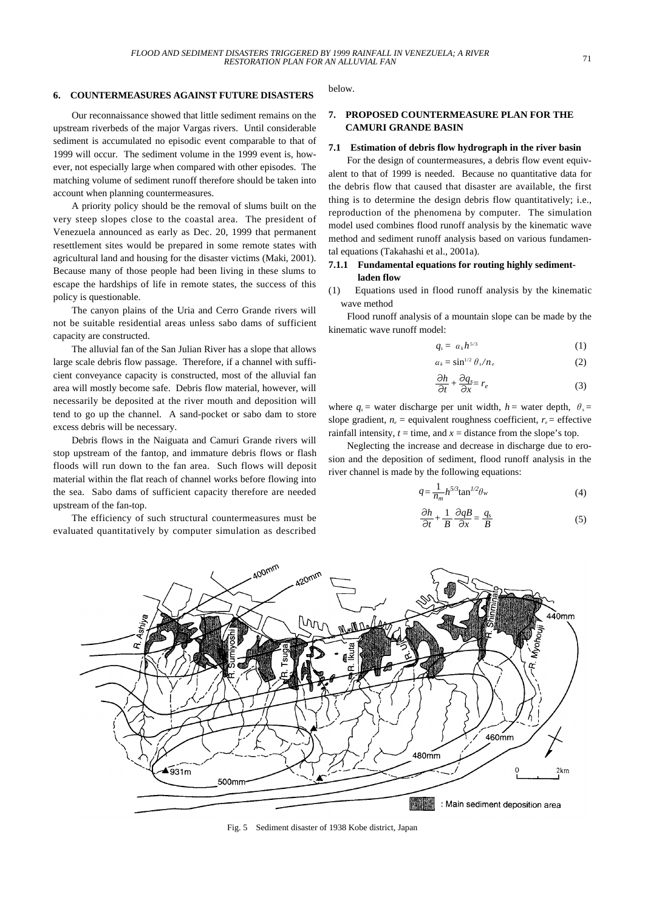## 6. COUNTERMEASURES AGAINST FUTURE DISASTERS

Our reconnaissance showed that little sediment remains on the upstream riverbeds of the major Vargas rivers. Until considerable sediment is accumulated no episodic event comparable to that of 1999 will occur. The sediment volume in the 1999 event is, however, not especially large when compared with other episodes. The matching volume of sediment runoff therefore should be taken into account when planning countermeasures.

A priority policy should be the removal of slums built on the very steep slopes close to the coastal area. The president of Venezuela announced as early as Dec. 20, 1999 that permanent resettlement sites would be prepared in some remote states with agricultural land and housing for the disaster victims (Maki, 2001). Because many of those people had been living in these slums to escape the hardships of life in remote states, the success of this policy is questionable.

The canyon plains of the Uria and Cerro Grande rivers will not be suitable residential areas unless sabo dams of sufficient capacity are constructed.

The alluvial fan of the San Julian River has a slope that allows large scale debris flow passage. Therefore, if a channel with sufficient conveyance capacity is constructed, most of the alluvial fan area will mostly become safe. Debris flow material, however, will necessarily be deposited at the river mouth and deposition will tend to go up the channel. A sand-pocket or sabo dam to store excess debris will be necessary.

Debris flows in the Naiguata and Camuri Grande rivers will stop upstream of the fantop, and immature debris flows or flash floods will run down to the fan area. Such flows will deposit material within the flat reach of channel works before flowing into the sea. Sabo dams of sufficient capacity therefore are needed upstream of the fan-top.

The efficiency of such structural countermeasures must be evaluated quantitatively by computer simulation as described below.

## 7. PROPOSED COUNTERMEASURE PLAN FOR THE CAMURI GRANDE BASIN

### 7.1 Estimation of debris flow hydrograph in the river basin

For the design of countermeasures, a debris flow event equivalent to that of 1999 is needed. Because no quantitative data for the debris flow that caused that disaster are available, the first thing is to determine the design debris flow quantitatively; i.e., reproduction of the phenomena by computer. The simulation model used combines flood runoff analysis by the kinematic wave method and sediment runoff analysis based on various fundamental equations (Takahashi et al., 2001a).

#### 7.1.1 Fundamental equations for routing highly sediment-laden flow

(1) Equations used in flood runoff analysis by the kinematic wave method

Flood runoff analysis of a mountain slope can be made by the kinematic wave runoff model:

$$q_s = \alpha_k h^{5/3} \tag{1}$$

$$\alpha_k = \sin^{1/2}\theta_s / n_e \tag{2}$$

$$\frac{\partial h}{\partial t} + \frac{\partial q_s}{\partial x} = r_e \tag{3}$$

where $q_s$ = water discharge per unit width, $h$ = water depth, $\theta_s$ = slope gradient, $n_e$ = equivalent roughness coefficient, $r_e$ = effective rainfall intensity, $t$ = time, and $x$ = distance from the slope's top.

Neglecting the increase and decrease in discharge due to erosion and the deposition of sediment, flood runoff analysis in the river channel is made by the following equations:

$$q = \frac{1}{n_m} h^{5/3} \tan^{1/2}\theta_w \tag{4}$$

$$\frac{\partial h}{\partial t} + \frac{1}{B}\frac{\partial qB}{\partial x} = \frac{q_s}{B} \tag{5}$$

Fig. 5 Sediment disaster of 1938 Kobe district, Japan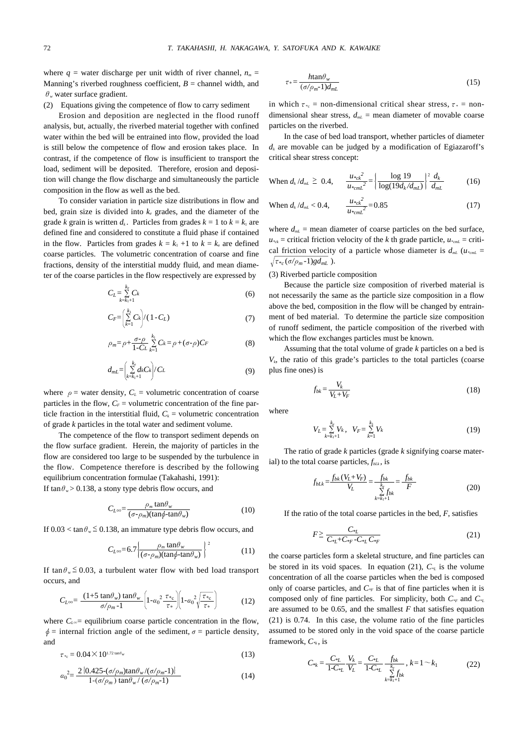where $q$ = water discharge per unit width of river channel, $n_m$ = Manning's riverbed roughness coefficient, $B$ = channel width, and $\theta_w$ water surface gradient.

(2) Equations giving the competence of flow to carry sediment

Erosion and deposition are neglected in the flood runoff analysis, but, actually, the riverbed material together with confined water within the bed will be entrained into flow, provided the load is still below the competence of flow and erosion takes place. In contrast, if the competence of flow is insufficient to transport the load, sediment will be deposited. Therefore, erosion and deposition will change the flow discharge and simultaneously the particle composition in the flow as well as the bed.

To consider variation in particle size distributions in flow and bed, grain size is divided into $k_e$ grades, and the diameter of the grade $k$ grain is written $d_k$. Particles from grades $k = 1$ to $k = k_1$ are defined fine and considered to constitute a fluid phase if contained in the flow. Particles from grades $k = k_1 + 1$ to $k = k_e$ are defined coarse particles. The volumetric concentration of coarse and fine fractions, density of the interstitial muddy fluid, and mean diameter of the coarse particles in the flow respectively are expressed by

$$C_L = \sum_{k=k_1+1}^{k_e} C_k \tag{6}$$

$$C_F = \left(\sum_{k=1}^{k_1} C_k\right) / (1 - C_L) \tag{7}$$

$$\rho_m = \rho + \frac{\sigma - \rho}{1 - C_L} \sum_{k=1}^{k_1} C_k = \rho + (\sigma - \rho) C_F \tag{8}$$

$$d_{mL} = \left(\sum_{k=k_1+1}^{k_e} d_k C_k\right) / C_L \tag{9}$$

where $\rho$ = water density, $C_L$ = volumetric concentration of coarse particles in the flow, $C_F$ = volumetric concentration of the fine particle fraction in the interstitial fluid, $C_k$ = volumetric concentration of grade $k$ particles in the total water and sediment volume.

The competence of the flow to transport sediment depends on the flow surface gradient. Herein, the majority of particles in the flow are considered too large to be suspended by the turbulence in the flow. Competence therefore is described by the following equilibrium concentration formulae (Takahashi, 1991):

If $\tan\theta_w > 0.138$, a stony type debris flow occurs, and

$$C_{L\infty} = \frac{\rho_m \tan\theta_w}{(\sigma - \rho_m)(\tan\phi - \tan\theta_w)} \tag{10}$$

If $0.03 < \tan\theta_w \leq 0.138$, an immature type debris flow occurs, and

$$C_{L\infty} = 6.7 \left\{\frac{\rho_m \tan\theta_w}{(\sigma - \rho_m)(\tan\phi - \tan\theta_w)}\right\}^2 \tag{11}$$

If $\tan\theta_w \leq 0.03$, a turbulent water flow with bed load transport occurs, and

$$C_{L\infty} = \frac{(1 + 5\tan\theta_w)\tan\theta_w}{\sigma/\rho_m - 1} \left(1 - \alpha_0^2 \frac{\tau_{*c}}{\tau_*}\right) \left(1 - \alpha_0^2 \sqrt{\frac{\tau_{*c}}{\tau_*}}\right) \tag{12}$$

where $C_{L\infty}$ = equilibrium coarse particle concentration in the flow, $\phi$ = internal friction angle of the sediment, $\sigma$ = particle density, and

$$\tau_{*c} = 0.04 \times 10^{1.72 \tan\theta_w} \tag{13}$$

$$\alpha_0^2 = \frac{2\{0.425 - (\sigma/\rho_m)\tan\theta_w / (\sigma/\rho_m - 1)\}}{1 - (\sigma/\rho_m)\tan\theta_w / (\sigma/\rho_m - 1)} \tag{14}$$

$$\tau_* = \frac{h \tan\theta_w}{(\sigma/\rho_m - 1) d_{mL}} \tag{15}$$

in which $\tau_{*c}$ = non-dimensional critical shear stress, $\tau_*$ = non-dimensional shear stress, $d_{mL}$ = mean diameter of movable coarse particles on the riverbed.

In the case of bed load transport, whether particles of diameter $d_k$ are movable can be judged by a modification of Egiazaroff's critical shear stress concept:

When $d_k / d_{mL} \geq 0.4$,
$$\frac{u_{*ck}^2}{u_{*cmL}^2} = \left\{\frac{\log 19}{\log(19 d_k / d_{mL})}\right\}^2 \frac{d_k}{d_{mL}} \tag{16}$$

When $d_k / d_{mL} < 0.4$,
$$\frac{u_{*ck}^2}{u_{*cmL}^2} = 0.85 \tag{17}$$

where $d_{mL}$ = mean diameter of coarse particles on the bed surface, $u_{*ck}$ = critical friction velocity of the $k$ th grade particle, $u_{*cmL}$ = critical friction velocity of a particle whose diameter is $d_{mL}$ ($u_{*cmL} = \sqrt{\tau_{*c}(\sigma/\rho_m - 1) g d_{mL}}$).

(3) Riverbed particle composition

Because the particle size composition of riverbed material is not necessarily the same as the particle size composition in a flow above the bed, composition in the flow will be changed by entrainment of bed material. To determine the particle size composition of runoff sediment, the particle composition of the riverbed with which the flow exchanges particles must be known.

Assuming that the total volume of grade $k$ particles on a bed is $V_k$, the ratio of this grade's particles to the total particles (coarse plus fine ones) is

$$f_{bk} = \frac{V_k}{V_L + V_F} \tag{18}$$

where

$$V_L = \sum_{k=k_1+1}^{k_e} V_k, \quad V_F = \sum_{k=1}^{k_1} V_k \tag{19}$$

The ratio of grade $k$ particles (grade $k$ signifying coarse material) to the total coarse particles, $f_{bLk}$, is

$$f_{bLk} = \frac{f_{bk}(V_L + V_F)}{V_L} = \frac{f_{bk}}{\sum_{k=k_1+1}^{k_e} f_{bk}} = \frac{f_{bk}}{F} \tag{20}$$

If the ratio of the total coarse particles in the bed, $F$, satisfies

$$F \geq \frac{C_{*L}}{C_{*L} + C_{*F} - C_{*L} C_{*F}} \tag{21}$$

the coarse particles form a skeletal structure, and fine particles can be stored in its void spaces. In equation (21), $C_{*L}$ is the volume concentration of all the coarse particles when the bed is composed only of coarse particles, and $C_{*F}$ is that of fine particles when it is composed only of fine particles. For simplicity, both $C_{*F}$ and $C_{*L}$ are assumed to be 0.65, and the smallest $F$ that satisfies equation (21) is 0.74. In this case, the volume ratio of the fine particles assumed to be stored only in the void space of the coarse particle framework, $C_{*k}$, is

$$C_{*k} = \frac{C_{*L}}{1 - C_{*L}} \frac{V_k}{V_L} = \frac{C_{*L}}{1 - C_{*L}} \frac{f_{bk}}{\sum_{k=k_1+1}^{k_e} f_{bk}}, \; k = 1 \sim k_1 \tag{22}$$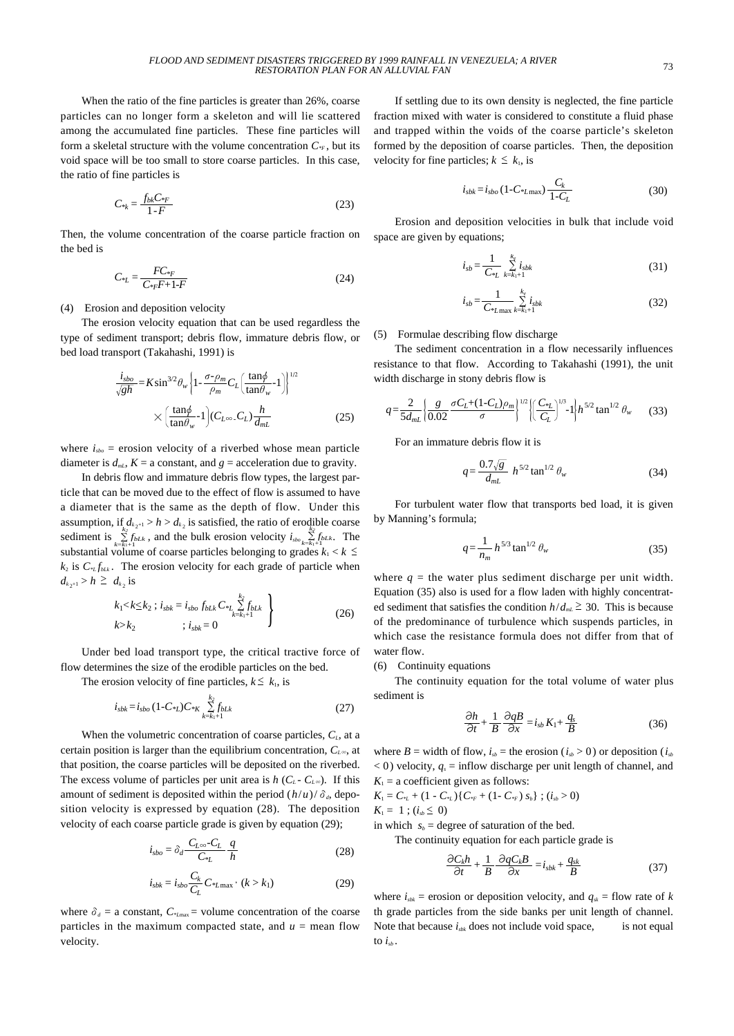When the ratio of the fine particles is greater than 26%, coarse particles can no longer form a skeleton and will lie scattered among the accumulated fine particles. These fine particles will form a skeletal structure with the volume concentration $C_{*F}$, but its void space will be too small to store coarse particles. In this case, the ratio of fine particles is

$$C_{*k} = \frac{f_{bk} C_{*F}}{1-F} \tag{23}$$

Then, the volume concentration of the coarse particle fraction on the bed is

$$C_{*L} = \frac{F C_{*F}}{C_{*F} F + 1 - F} \tag{24}$$

(4) Erosion and deposition velocity

The erosion velocity equation that can be used regardless the type of sediment transport; debris flow, immature debris flow, or bed load transport (Takahashi, 1991) is

$$\frac{i_{sbo}}{\sqrt{gh}} = K \sin^{3/2}\theta_w \left\{1 - \frac{\sigma - \rho_m}{\rho_m} C_L \left(\frac{\tan\phi}{\tan\theta_w} - 1\right)\right\}^{1/2} \times \left(\frac{\tan\phi}{\tan\theta_w} - 1\right)(C_{L\infty} - C_L)\frac{h}{d_{mL}} \tag{25}$$

where $i_{sbo}$ = erosion velocity of a riverbed whose mean particle diameter is $d_{mL}$, $K$ = a constant, and $g$ = acceleration due to gravity.

In debris flow and immature debris flow types, the largest particle that can be moved due to the effect of flow is assumed to have a diameter that is the same as the depth of flow. Under this assumption, if $d_{k_2+1} > h > d_{k_2}$ is satisfied, the ratio of erodible coarse sediment is $\sum_{k=k_1+1}^{k_2} f_{bLk}$, and the bulk erosion velocity $i_{sbo} \sum_{k=k_1+1}^{k_2} f_{bLk}$. The substantial volume of coarse particles belonging to grades $k_1 < k \leq k_2$ is $C_{*L} f_{bLk}$. The erosion velocity for each grade of particle when $d_{k_2+1} > h \geq d_{k_2}$ is

$$\left.\begin{array}{ll} k_1 < k \leq k_2 \,; & i_{sbk} = i_{sbo}\, f_{bLk}\, C_{*L} \sum_{k=k_1+1}^{k_2} f_{bLk} \\ k > k_2 & ; \; i_{sbk} = 0 \end{array}\right\} \tag{26}$$

Under bed load transport type, the critical tractive force of flow determines the size of the erodible particles on the bed.

The erosion velocity of fine particles, $k \leq k_1$, is

$$i_{sbk} = i_{sbo}(1 - C_{*L}) C_{*K} \sum_{k=k_1+1}^{k_2} f_{bLk} \tag{27}$$

When the volumetric concentration of coarse particles, $C_L$, at a certain position is larger than the equilibrium concentration, $C_{L\infty}$, at that position, the coarse particles will be deposited on the riverbed. The excess volume of particles per unit area is $h$ ($C_L$ - $C_{L\infty}$). If this amount of sediment is deposited within the period $(h/u)/\delta_d$, deposition velocity is expressed by equation (28). The deposition velocity of each coarse particle grade is given by equation (29);

$$i_{sbo} = \delta_d \frac{C_{L\infty} - C_L}{C_{*L}} \frac{q}{h} \tag{28}$$

$$i_{sbk} = i_{sbo} \frac{C_k}{C_L} C_{*L\max} \cdot \; (k > k_1) \tag{29}$$

where $\delta_d$ = a constant, $C_{*L\max}$ = volume concentration of the coarse particles in the maximum compacted state, and $u$ = mean flow velocity.

If settling due to its own density is neglected, the fine particle fraction mixed with water is considered to constitute a fluid phase and trapped within the voids of the coarse particle's skeleton formed by the deposition of coarse particles. Then, the deposition velocity for fine particles; $k \leq k_1$, is

$$i_{sbk} = i_{sbo}(1 - C_{*L\max}) \frac{C_k}{1 - C_L} \tag{30}$$

Erosion and deposition velocities in bulk that include void space are given by equations;

$$i_{sb} = \frac{1}{C_{*L}} \sum_{k=k_1+1}^{k_2} i_{sbk} \tag{31}$$

$$i_{sb} = \frac{1}{C_{*L\max}} \sum_{k=k_1+1}^{k_2} i_{sbk} \tag{32}$$

(5) Formulae describing flow discharge

The sediment concentration in a flow necessarily influences resistance to that flow. According to Takahashi (1991), the unit width discharge in stony debris flow is

$$q = \frac{2}{5 d_{mL}} \left\{\frac{g}{0.02} \frac{\sigma C_L + (1 - C_L)\rho_m}{\sigma}\right\}^{1/2} \left\{\left(\frac{C_{*L}}{C_L}\right)^{1/3} - 1\right\} h^{5/2} \tan^{1/2}\theta_w \tag{33}$$

For an immature debris flow it is

$$q = \frac{0.7\sqrt{g}}{d_{mL}} h^{5/2} \tan^{1/2}\theta_w \tag{34}$$

For turbulent water flow that transports bed load, it is given by Manning's formula;

$$q = \frac{1}{n_m} h^{5/3} \tan^{1/2}\theta_w \tag{35}$$

where $q$ = the water plus sediment discharge per unit width. Equation (35) also is used for a flow laden with highly concentrated sediment that satisfies the condition $h/d_{mL} \geq 30$. This is because of the predominance of turbulence which suspends particles, in which case the resistance formula does not differ from that of water flow.

(6) Continuity equations

The continuity equation for the total volume of water plus sediment is

$$\frac{\partial h}{\partial t} + \frac{1}{B}\frac{\partial qB}{\partial x} = i_{sb} K_1 + \frac{q_s}{B} \tag{36}$$

where $B$ = width of flow, $i_{sb}$ = the erosion ($i_{sb} > 0$) or deposition ($i_{sb} < 0$) velocity, $q_s$ = inflow discharge per unit length of channel, and $K_1$ = a coefficient given as follows:

$K_1 = C_{*L} + (1 - C_{*L})\{C_{*F} + (1 - C_{*F})\, s_b\}$ ; ($i_{sb} > 0$)

$K_1 = 1$ ; ($i_{sb} \leq 0$)

in which $s_b$ = degree of saturation of the bed.

The continuity equation for each particle grade is

$$\frac{\partial C_k h}{\partial t} + \frac{1}{B}\frac{\partial q C_k B}{\partial x} = i_{sbk} + \frac{q_{sk}}{B} \tag{37}$$

where $i_{sbk}$ = erosion or deposition velocity, and $q_{sk}$ = flow rate of $k$ th grade particles from the side banks per unit length of channel. Note that because $i_{sbk}$ does not include void space, is not equal to $i_{sb}$.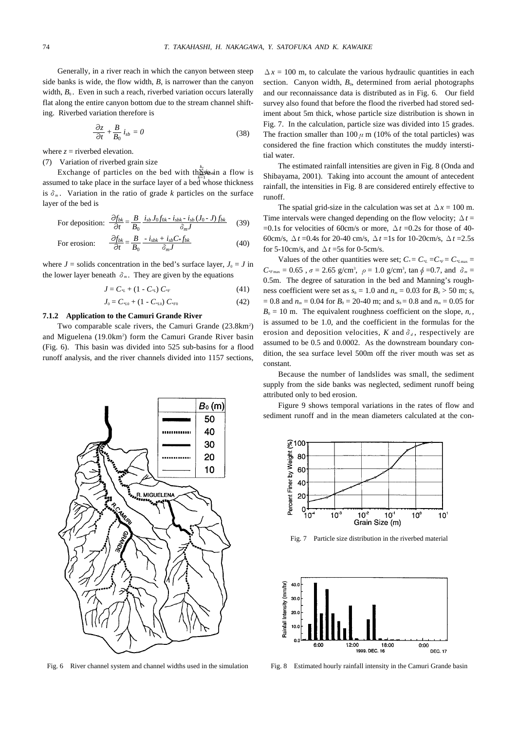Generally, in a river reach in which the canyon between steep side banks is wide, the flow width, $B$, is narrower than the canyon width, $B_0$. Even in such a reach, riverbed variation occurs laterally flat along the entire canyon bottom due to the stream channel shifting. Riverbed variation therefore is

$$\frac{\partial z}{\partial t} + \frac{B}{B_0} i_{sb} = 0 \tag{38}$$

where $z$ = riverbed elevation.

(7) Variation of riverbed grain size

Exchange of particles on the bed with those in a flow is assumed to take place in the surface layer of a bed whose thickness is $\delta_m$. Variation in the ratio of grade $k$ particles on the surface layer of the bed is

For deposition: $$\frac{\partial f_{bk}}{\partial t} = \frac{B}{B_0} \frac{i_{sb} J_0 f_{0k} - i_{sbk} - i_{sb}(J_0 - J) f_{bk}}{\delta_m J} \tag{39}$$

For erosion: $$\frac{\partial f_{bk}}{\partial t} = \frac{B}{B_0} \frac{- i_{sbk} + i_{sb} C_* f_{bk}}{\delta_m J} \tag{40}$$

where $J$ = solids concentration in the bed's surface layer, $J_0 = J$ in the lower layer beneath $\delta_m$. They are given by the equations

$$J = C_{*L} + (1 - C_{*L}) C_{*F} \tag{41}$$

$$J_0 = C_{*L0} + (1 - C_{*L0}) C_{*F0} \tag{42}$$

### 7.1.2 Application to the Camuri Grande River

Two comparable scale rivers, the Camuri Grande (23.8km$^2$) and Miguelena (19.0km$^2$) form the Camuri Grande River basin (Fig. 6). This basin was divided into 525 sub-basins for a flood runoff analysis, and the river channels divided into 1157 sections, $\Delta x$ = 100 m, to calculate the various hydraulic quantities in each section. Canyon width, $B_0$, determined from aerial photographs and our reconnaissance data is distributed as in Fig. 6. Our field survey also found that before the flood the riverbed had stored sediment about 5m thick, whose particle size distribution is shown in Fig. 7. In the calculation, particle size was divided into 15 grades. The fraction smaller than 100 $\mu$m (10% of the total particles) was considered the fine fraction which constitutes the muddy interstitial water.

The estimated rainfall intensities are given in Fig. 8 (Onda and Shibayama, 2001). Taking into account the amount of antecedent rainfall, the intensities in Fig. 8 are considered entirely effective to runoff.

The spatial grid-size in the calculation was set at $\Delta x$ = 100 m. Time intervals were changed depending on the flow velocity; $\Delta t$ = =0.1s for velocities of 60cm/s or more, $\Delta t$ =0.2s for those of 40-60cm/s, $\Delta t$ =0.4s for 20-40 cm/s, $\Delta t$ =1s for 10-20cm/s, $\Delta t$ =2.5s for 5-10cm/s, and $\Delta t$ =5s for 0-5cm/s.

Values of the other quantities were set; $C_* = C_{*L} = C_{*F} = C_{*L\max} = C_{*F\max} = 0.65$, $\sigma$ = 2.65 g/cm$^3$, $\rho$ = 1.0 g/cm$^3$, $\tan\phi$ =0.7, and $\delta_m$ = 0.5m. The degree of saturation in the bed and Manning's roughness coefficient were set as $s_b$ = 1.0 and $n_m$ = 0.03 for $B_0$ > 50 m; $s_b$ = 0.8 and $n_m$ = 0.04 for $B_0$ = 20-40 m; and $s_b$ = 0.8 and $n_m$ = 0.05 for $B_0$ = 10 m. The equivalent roughness coefficient on the slope, $n_e$, is assumed to be 1.0, and the coefficient in the formulas for the erosion and deposition velocities, $K$ and $\delta_d$, respectively are assumed to be 0.5 and 0.0002. As the downstream boundary condition, the sea surface level 500m off the river mouth was set as constant.

Because the number of landslides was small, the sediment supply from the side banks was neglected, sediment runoff being attributed only to bed erosion.

Figure 9 shows temporal variations in the rates of flow and sediment runoff and in the mean diameters calculated at the con-

Fig. 6 River channel system and channel widths used in the simulation

Fig. 7 Particle size distribution in the riverbed material

Fig. 8 Estimated hourly rainfall intensity in the Camuri Grande basin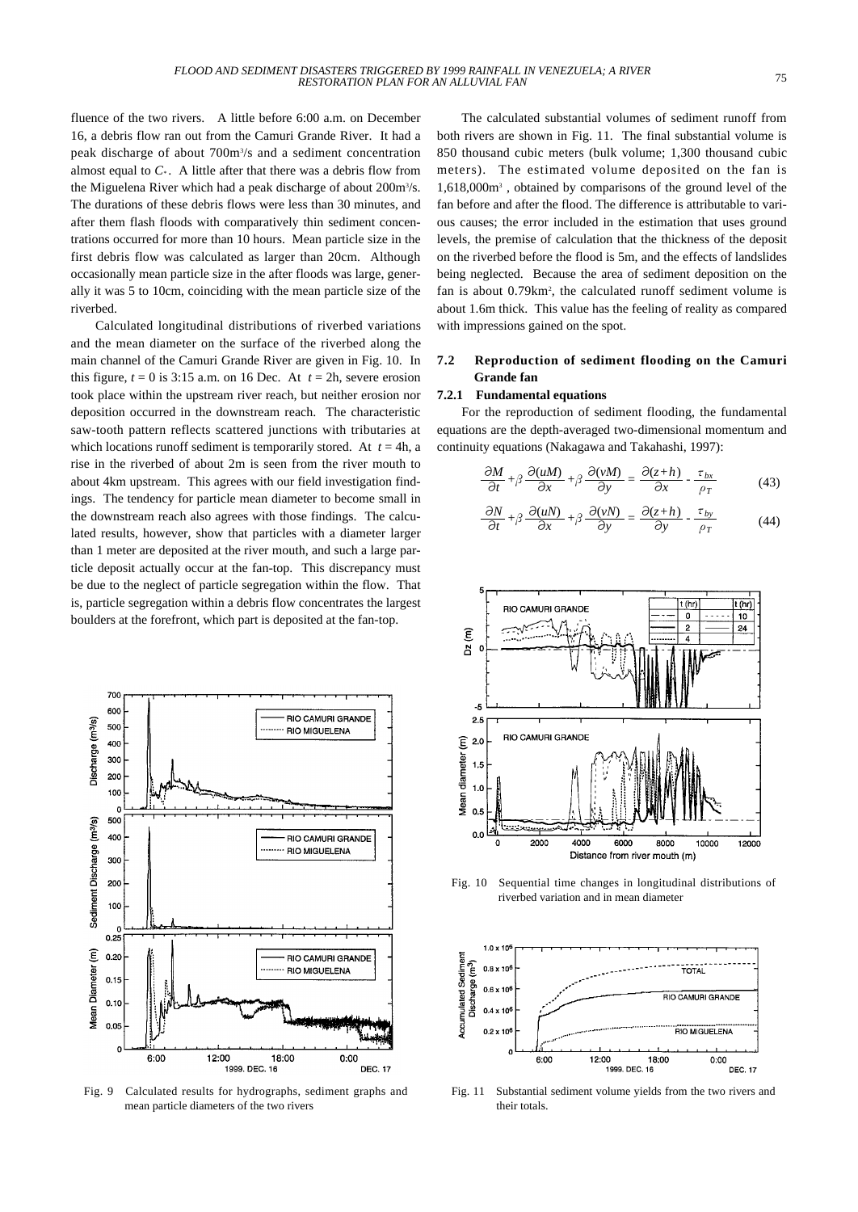fluence of the two rivers. A little before 6:00 a.m. on December 16, a debris flow ran out from the Camuri Grande River. It had a peak discharge of about 700m³/s and a sediment concentration almost equal to $C_*$. A little after that there was a debris flow from the Miguelena River which had a peak discharge of about 200m³/s. The durations of these debris flows were less than 30 minutes, and after them flash floods with comparatively thin sediment concentrations occurred for more than 10 hours. Mean particle size in the first debris flow was calculated as larger than 20cm. Although occasionally mean particle size in the after floods was large, generally it was 5 to 10cm, coinciding with the mean particle size of the riverbed.

Calculated longitudinal distributions of riverbed variations and the mean diameter on the surface of the riverbed along the main channel of the Camuri Grande River are given in Fig. 10. In this figure, $t$ = 0 is 3:15 a.m. on 16 Dec. At $t$ = 2h, severe erosion took place within the upstream river reach, but neither erosion nor deposition occurred in the downstream reach. The characteristic saw-tooth pattern reflects scattered junctions with tributaries at which locations runoff sediment is temporarily stored. At $t$ = 4h, a rise in the riverbed of about 2m is seen from the river mouth to about 4km upstream. This agrees with our field investigation findings. The tendency for particle mean diameter to become small in the downstream reach also agrees with those findings. The calculated results, however, show that particles with a diameter larger than 1 meter are deposited at the river mouth, and such a large particle deposit actually occur at the fan-top. This discrepancy must be due to the neglect of particle segregation within the flow. That is, particle segregation within a debris flow concentrates the largest boulders at the forefront, which part is deposited at the fan-top.

Fig. 9 Calculated results for hydrographs, sediment graphs and mean particle diameters of the two rivers

The calculated substantial volumes of sediment runoff from both rivers are shown in Fig. 11. The final substantial volume is 850 thousand cubic meters (bulk volume; 1,300 thousand cubic meters). The estimated volume deposited on the fan is 1,618,000m³, obtained by comparisons of the ground level of the fan before and after the flood. The difference is attributable to various causes; the error included in the estimation that uses ground levels, the premise of calculation that the thickness of the deposit on the riverbed before the flood is 5m, and the effects of landslides being neglected. Because the area of sediment deposition on the fan is about 0.79km², the calculated runoff sediment volume is about 1.6m thick. This value has the feeling of reality as compared with impressions gained on the spot.

## 7.2 Reproduction of sediment flooding on the Camuri Grande fan

### 7.2.1 Fundamental equations

For the reproduction of sediment flooding, the fundamental equations are the depth-averaged two-dimensional momentum and continuity equations (Nakagawa and Takahashi, 1997):

$$\frac{\partial M}{\partial t} + \beta\frac{\partial (uM)}{\partial x} + \beta\frac{\partial (vM)}{\partial y} = \frac{\partial (z+h)}{\partial x} - \frac{\tau_{bx}}{\rho_T} \tag{43}$$

$$\frac{\partial N}{\partial t} + \beta\frac{\partial (uN)}{\partial x} + \beta\frac{\partial (vN)}{\partial y} = \frac{\partial (z+h)}{\partial y} - \frac{\tau_{by}}{\rho_T} \tag{44}$$

Fig. 10 Sequential time changes in longitudinal distributions of riverbed variation and in mean diameter

Fig. 11 Substantial sediment volume yields from the two rivers and their totals.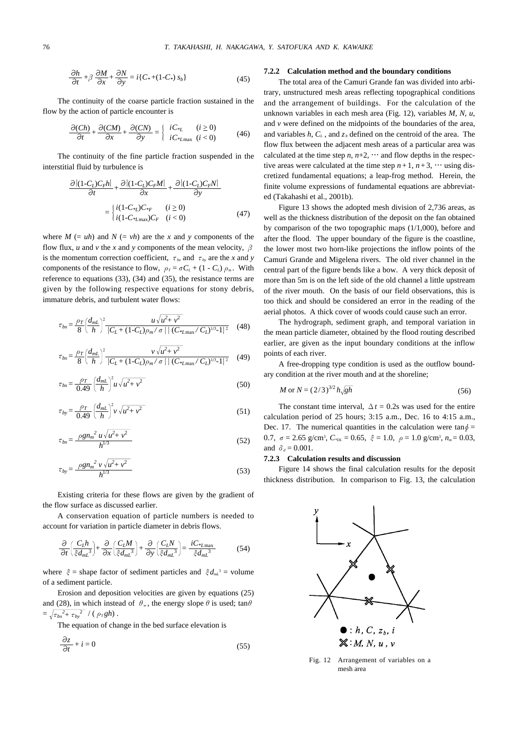$$\frac{\partial h}{\partial t} + \beta \frac{\partial M}{\partial x} + \frac{\partial N}{\partial y} = i\{C_* + (1\text{-}C_*)\, s_b\} \tag{45}$$

The continuity of the coarse particle fraction sustained in the flow by the action of particle encounter is

$$\frac{\partial (Ch)}{\partial t} + \frac{\partial (CM)}{\partial x} + \frac{\partial (CN)}{\partial y} = \begin{cases} iC_{*L} & (i \geq 0) \\ iC_{*L\max} & (i < 0) \end{cases} \tag{46}$$

The continuity of the fine particle fraction suspended in the interstitial fluid by turbulence is

$$\frac{\partial \{(1\text{-}C_L)C_F h\}}{\partial t} + \frac{\partial \{(1\text{-}C_L)C_F M\}}{\partial x} + \frac{\partial \{(1\text{-}C_L)C_F N\}}{\partial y} = \begin{cases} i(1\text{-}C_{*L})C_{*F} & (i \geq 0) \\ i(1\text{-}C_{*L\max})C_F & (i < 0) \end{cases} \tag{47}$$

where $M$ (= $uh$) and $N$ (= $vh$) are the $x$ and $y$ components of the flow flux, $u$ and $v$ the $x$ and $y$ components of the mean velocity, $\beta$ is the momentum correction coefficient, $\tau_{bx}$ and $\tau_{by}$ are the $x$ and $y$ components of the resistance to flow, $\rho_T = \sigma C_L + (1 - C_L)\,\rho_m$. With reference to equations (33), (34) and (35), the resistance terms are given by the following respective equations for stony debris, immature debris, and turbulent water flows:

$$\tau_{bx} = \frac{\rho_T}{8}\left(\frac{d_{mL}}{h}\right)^2 \frac{u\sqrt{u^2+v^2}}{\{C_L + (1\text{-}C_L)\rho_m/\sigma\}\{(C_{*L\max}/C_L)^{1/3}\text{-}1\}^2} \tag{48}$$

$$\tau_{bx} = \frac{\rho_T}{8}\left(\frac{d_{mL}}{h}\right)^2 \frac{v\sqrt{u^2+v^2}}{\{C_L + (1\text{-}C_L)\rho_m/\sigma\}\{(C_{*L\max}/C_L)^{1/3}\text{-}1\}^2} \tag{49}$$

$$\tau_{bx} = \frac{\rho_T}{0.49}\left(\frac{d_{mL}}{h}\right)^2 u\sqrt{u^2+v^2} \tag{50}$$

$$\tau_{by} = \frac{\rho_T}{0.49}\left(\frac{d_{mL}}{h}\right)^2 v\sqrt{u^2+v^2} \tag{51}$$

$$\tau_{bx} = \frac{\rho g n_m^{\,2}\, u\sqrt{u^2+v^2}}{h^{1/3}} \tag{52}$$

$$\tau_{by} = \frac{\rho g n_m^{\,2}\, v\sqrt{u^2+v^2}}{h^{1/3}} \tag{53}$$

Existing criteria for these flows are given by the gradient of the flow surface as discussed earlier.

A conservation equation of particle numbers is needed to account for variation in particle diameter in debris flows.

$$\frac{\partial}{\partial t}\left(\frac{C_L h}{\xi d_{mL}^{\;3}}\right) + \frac{\partial}{\partial x}\left(\frac{C_L M}{\xi d_{mL}^{\;3}}\right) + \frac{\partial}{\partial y}\left(\frac{C_L N}{\xi d_{mL}^{\;3}}\right) = \frac{iC_{*L\max}}{\xi d_{mL}^{\;3}} \tag{54}$$

where $\xi$ = shape factor of sediment particles and $\xi d_{mL}^{\;3}$ = volume of a sediment particle.

Erosion and deposition velocities are given by equations (25) and (28), in which instead of $\theta_w$, the energy slope $\theta$ is used; $\tan\theta = \sqrt{\tau_{bx}^{\;2} + \tau_{by}^{\;2}}\;/\;(\rho_T g h)$.

The equation of change in the bed surface elevation is

$$\frac{\partial z}{\partial t} + i = 0 \tag{55}$$

### 7.2.2 Calculation method and the boundary conditions

The total area of the Camuri Grande fan was divided into arbitrary, unstructured mesh areas reflecting topographical conditions and the arrangement of buildings. For the calculation of the unknown variables in each mesh area (Fig. 12), variables $M$, $N$, $u$, and $v$ were defined on the midpoints of the boundaries of the area, and variables $h$, $C_L$, and $z_b$ defined on the centroid of the area. The flow flux between the adjacent mesh areas of a particular area was calculated at the time step $n$, $n$+2, ⋯ and flow depths in the respective areas were calculated at the time step $n+1$, $n+3$, ⋯ using discretized fundamental equations; a leap-frog method. Herein, the finite volume expressions of fundamental equations are abbreviated (Takahashi et al., 2001b).

Figure 13 shows the adopted mesh division of 2,736 areas, as well as the thickness distribution of the deposit on the fan obtained by comparison of the two topographic maps (1/1,000), before and after the flood. The upper boundary of the figure is the coastline, the lower most two horn-like projections the inflow points of the Camuri Grande and Migelena rivers. The old river channel in the central part of the figure bends like a bow. A very thick deposit of more than 5m is on the left side of the old channel a little upstream of the river mouth. On the basis of our field observations, this is too thick and should be considered an error in the reading of the aerial photos. A thick cover of woods could cause such an error.

The hydrograph, sediment graph, and temporal variation in the mean particle diameter, obtained by the flood routing described earlier, are given as the input boundary conditions at the inflow points of each river.

A free-dropping type condition is used as the outflow boundary condition at the river mouth and at the shoreline;

$$M \text{ or } N = (2/3)^{3/2}\, h\sqrt{gh} \tag{56}$$

The constant time interval, $\Delta t$ = 0.2s was used for the entire calculation period of 25 hours; 3:15 a.m., Dec. 16 to 4:15 a.m., Dec. 17. The numerical quantities in the calculation were $\tan\phi$ = 0.7, $\sigma$ = 2.65 g/cm³, $C_{*DL}$ = 0.65, $\xi$ = 1.0, $\rho$ = 1.0 g/cm³, $n_m$ = 0.03, and $\delta_d$ = 0.001.

### 7.2.3 Calculation results and discussion

Figure 14 shows the final calculation results for the deposit thickness distribution. In comparison to Fig. 13, the calculation

●: $h$, $C$, $z_b$, $i$
✕: $M$, $N$, $u$, $v$

Fig. 12 Arrangement of variables on a mesh area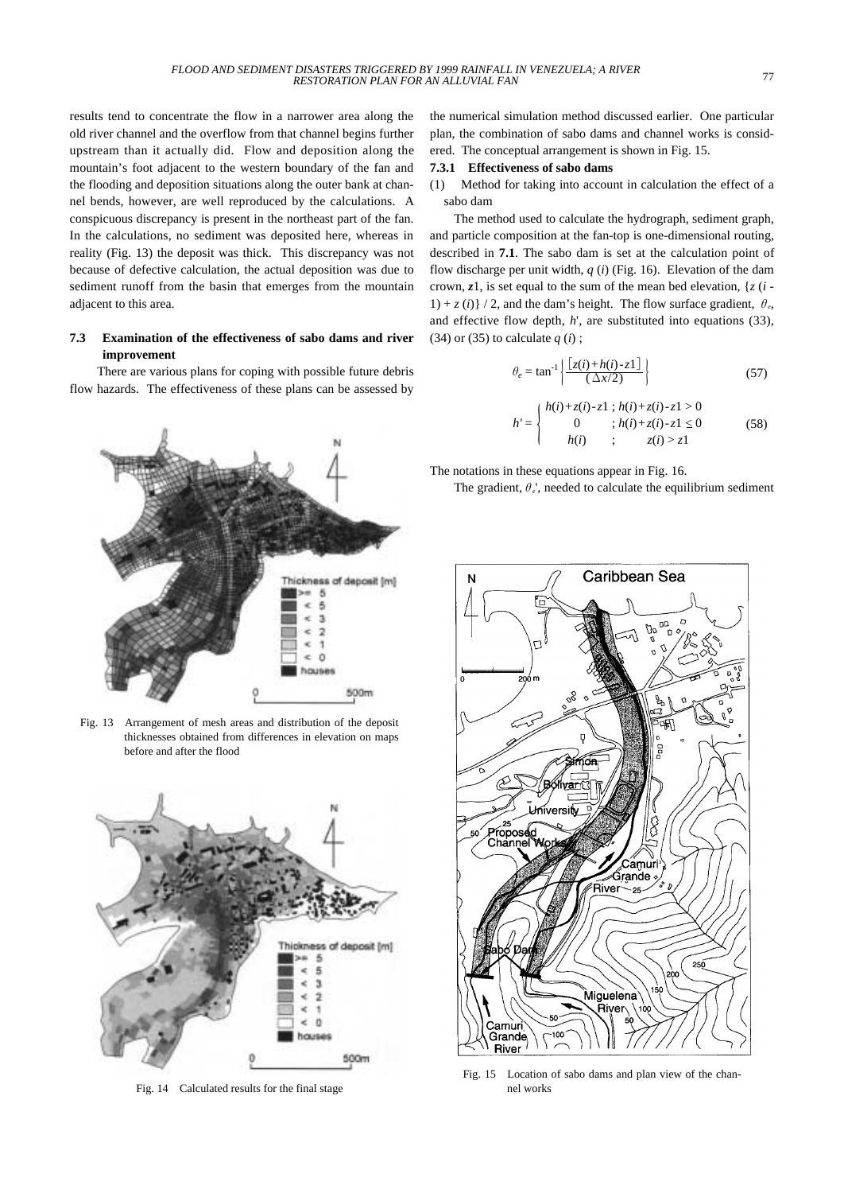results tend to concentrate the flow in a narrower area along the old river channel and the overflow from that channel begins further upstream than it actually did. Flow and deposition along the mountain's foot adjacent to the western boundary of the fan and the flooding and deposition situations along the outer bank at channel bends, however, are well reproduced by the calculations. A conspicuous discrepancy is present in the northeast part of the fan. In the calculations, no sediment was deposited here, whereas in reality (Fig. 13) the deposit was thick. This discrepancy was not because of defective calculation, the actual deposition was due to sediment runoff from the basin that emerges from the mountain adjacent to this area.

### 7.3 Examination of the effectiveness of sabo dams and river improvement

There are various plans for coping with possible future debris flow hazards. The effectiveness of these plans can be assessed by the numerical simulation method discussed earlier. One particular plan, the combination of sabo dams and channel works is considered. The conceptual arrangement is shown in Fig. 15.

Fig. 13 Arrangement of mesh areas and distribution of the deposit thicknesses obtained from differences in elevation on maps before and after the flood

Fig. 14 Calculated results for the final stage

#### 7.3.1 Effectiveness of sabo dams

(1) Method for taking into account in calculation the effect of a sabo dam

The method used to calculate the hydrograph, sediment graph, and particle composition at the fan-top is one-dimensional routing, described in **7.1**. The sabo dam is set at the calculation point of flow discharge per unit width, $q(i)$ (Fig. 16). Elevation of the dam crown, $z1$, is set equal to the sum of the mean bed elevation, $\{z(i-1)+z(i)\}/2$, and the dam's height. The flow surface gradient, $\theta_e$, and effective flow depth, $h'$, are substituted into equations (33), (34) or (35) to calculate $q(i)$;

$$\theta_e = \tan^{-1}\left\{\frac{[z(i)+h(i)-z1]}{(\Delta x/2)}\right\} \tag{57}$$

$$h' = \begin{cases} h(i)+z(i)-z1 & ;\ h(i)+z(i)-z1 > 0 \\ 0 & ;\ h(i)+z(i)-z1 \le 0 \\ h(i) & ;\ z(i) > z1 \end{cases} \tag{58}$$

The notations in these equations appear in Fig. 16.

The gradient, $\theta_e'$, needed to calculate the equilibrium sediment

Fig. 15 Location of sabo dams and plan view of the channel works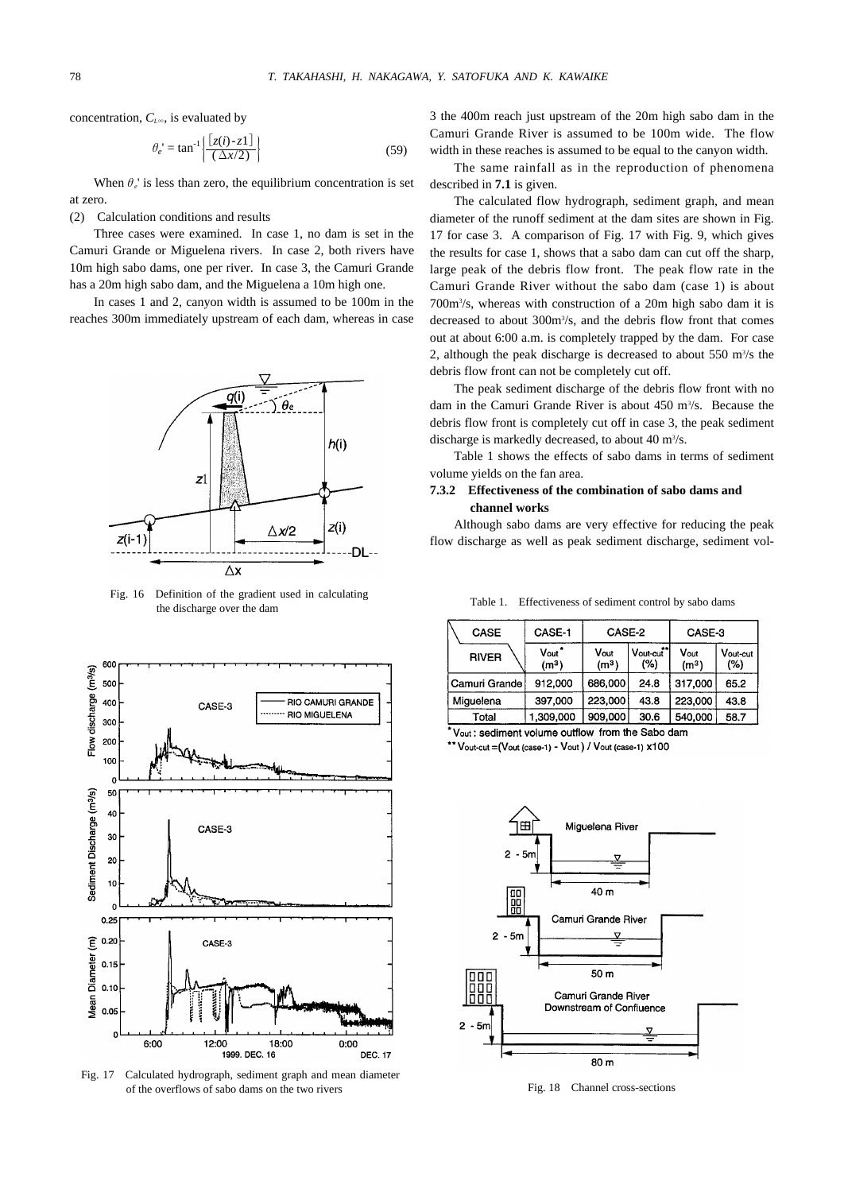concentration, $C_{L\infty}$, is evaluated by

$$\theta_e' = \tan^{-1}\left\{\frac{[z(i)-z1]}{(\Delta x/2)}\right\} \tag{59}$$

When $\theta_e'$ is less than zero, the equilibrium concentration is set at zero.

(2) Calculation conditions and results

Three cases were examined. In case 1, no dam is set in the Camuri Grande or Miguelena rivers. In case 2, both rivers have 10m high sabo dams, one per river. In case 3, the Camuri Grande has a 20m high sabo dam, and the Miguelena a 10m high one.

In cases 1 and 2, canyon width is assumed to be 100m in the reaches 300m immediately upstream of each dam, whereas in case 3 the 400m reach just upstream of the 20m high sabo dam in the Camuri Grande River is assumed to be 100m wide. The flow width in these reaches is assumed to be equal to the canyon width.

The same rainfall as in the reproduction of phenomena described in **7.1** is given.

The calculated flow hydrograph, sediment graph, and mean diameter of the runoff sediment at the dam sites are shown in Fig. 17 for case 3. A comparison of Fig. 17 with Fig. 9, which gives the results for case 1, shows that a sabo dam can cut off the sharp, large peak of the debris flow front. The peak flow rate in the Camuri Grande River without the sabo dam (case 1) is about 700m$^3$/s, whereas with construction of a 20m high sabo dam it is decreased to about 300m$^3$/s, and the debris flow front that comes out at about 6:00 a.m. is completely trapped by the dam. For case 2, although the peak discharge is decreased to about 550 m$^3$/s the debris flow front can not be completely cut off.

The peak sediment discharge of the debris flow front with no dam in the Camuri Grande River is about 450 m$^3$/s. Because the debris flow front is completely cut off in case 3, the peak sediment discharge is markedly decreased, to about 40 m$^3$/s.

Table 1 shows the effects of sabo dams in terms of sediment volume yields on the fan area.

Fig. 16 Definition of the gradient used in calculating the discharge over the dam

Fig. 17 Calculated hydrograph, sediment graph and mean diameter of the overflows of sabo dams on the two rivers

### 7.3.2 Effectiveness of the combination of sabo dams and channel works

Although sabo dams are very effective for reducing the peak flow discharge as well as peak sediment discharge, sediment vol-

Table 1. Effectiveness of sediment control by sabo dams

| CASE | CASE-1 | CASE-2 | | CASE-3 | |
|---|---|---|---|---|---|
| RIVER | $V_{out}$* (m$^3$) | $V_{out}$ (m$^3$) | $V_{out\text{-}cut}$** (%) | $V_{out}$ (m$^3$) | $V_{out\text{-}cut}$ (%) |
| Camuri Grande | 912,000 | 686,000 | 24.8 | 317,000 | 65.2 |
| Miguelena | 397,000 | 223,000 | 43.8 | 223,000 | 43.8 |
| Total | 1,309,000 | 909,000 | 30.6 | 540,000 | 58.7 |

* $V_{out}$ : sediment volume outflow from the Sabo dam

** $V_{out\text{-}cut} = (V_{out\,(case\text{-}1)} - V_{out}) / V_{out\,(case\text{-}1)} \times 100$

Fig. 18 Channel cross-sections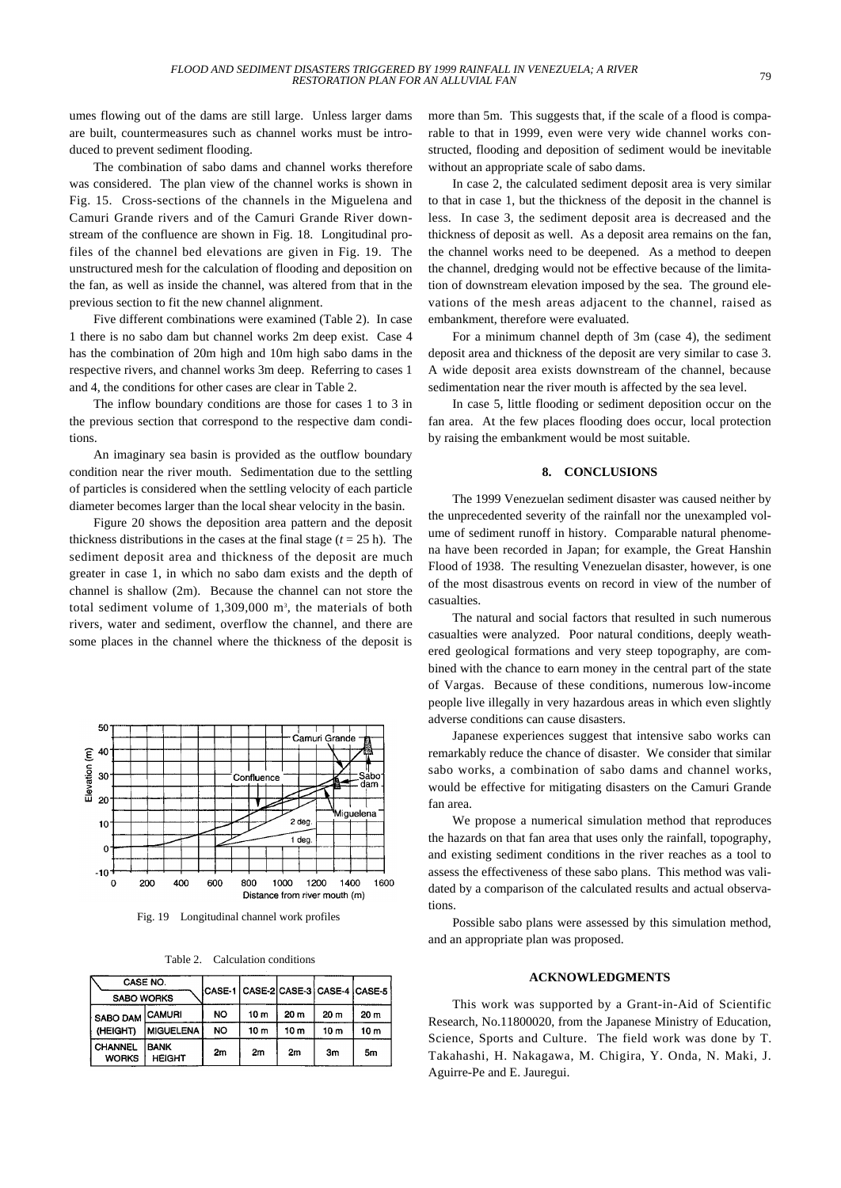umes flowing out of the dams are still large. Unless larger dams are built, countermeasures such as channel works must be introduced to prevent sediment flooding.

The combination of sabo dams and channel works therefore was considered. The plan view of the channel works is shown in Fig. 15. Cross-sections of the channels in the Miguelena and Camuri Grande rivers and of the Camuri Grande River downstream of the confluence are shown in Fig. 18. Longitudinal profiles of the channel bed elevations are given in Fig. 19. The unstructured mesh for the calculation of flooding and deposition on the fan, as well as inside the channel, was altered from that in the previous section to fit the new channel alignment.

Five different combinations were examined (Table 2). In case 1 there is no sabo dam but channel works 2m deep exist. Case 4 has the combination of 20m high and 10m high sabo dams in the respective rivers, and channel works 3m deep. Referring to cases 1 and 4, the conditions for other cases are clear in Table 2.

The inflow boundary conditions are those for cases 1 to 3 in the previous section that correspond to the respective dam conditions.

An imaginary sea basin is provided as the outflow boundary condition near the river mouth. Sedimentation due to the settling of particles is considered when the settling velocity of each particle diameter becomes larger than the local shear velocity in the basin.

Figure 20 shows the deposition area pattern and the deposit thickness distributions in the cases at the final stage ($t = 25$ h). The sediment deposit area and thickness of the deposit are much greater in case 1, in which no sabo dam exists and the depth of channel is shallow (2m). Because the channel can not store the total sediment volume of 1,309,000 $m^3$, the materials of both rivers, water and sediment, overflow the channel, and there are some places in the channel where the thickness of the deposit is more than 5m. This suggests that, if the scale of a flood is comparable to that in 1999, even were very wide channel works constructed, flooding and deposition of sediment would be inevitable without an appropriate scale of sabo dams.

Fig. 19 Longitudinal channel work profiles

Table 2. Calculation conditions

| CASE NO. / SABO WORKS | | CASE-1 | CASE-2 | CASE-3 | CASE-4 | CASE-5 |
|---|---|---|---|---|---|---|
| SABO DAM (HEIGHT) | CAMURI | NO | 10 m | 20 m | 20 m | 20 m |
| | MIGUELENA | NO | 10 m | 10 m | 10 m | 10 m |
| CHANNEL WORKS | BANK HEIGHT | 2m | 2m | 2m | 3m | 5m |

In case 2, the calculated sediment deposit area is very similar to that in case 1, but the thickness of the deposit in the channel is less. In case 3, the sediment deposit area is decreased and the thickness of deposit as well. As a deposit area remains on the fan, the channel works need to be deepened. As a method to deepen the channel, dredging would not be effective because of the limitation of downstream elevation imposed by the sea. The ground elevations of the mesh areas adjacent to the channel, raised as embankment, therefore were evaluated.

For a minimum channel depth of 3m (case 4), the sediment deposit area and thickness of the deposit are very similar to case 3. A wide deposit area exists downstream of the channel, because sedimentation near the river mouth is affected by the sea level.

In case 5, little flooding or sediment deposition occur on the fan area. At the few places flooding does occur, local protection by raising the embankment would be most suitable.

## 8. CONCLUSIONS

The 1999 Venezuelan sediment disaster was caused neither by the unprecedented severity of the rainfall nor the unexampled volume of sediment runoff in history. Comparable natural phenomena have been recorded in Japan; for example, the Great Hanshin Flood of 1938. The resulting Venezuelan disaster, however, is one of the most disastrous events on record in view of the number of casualties.

The natural and social factors that resulted in such numerous casualties were analyzed. Poor natural conditions, deeply weathered geological formations and very steep topography, are combined with the chance to earn money in the central part of the state of Vargas. Because of these conditions, numerous low-income people live illegally in very hazardous areas in which even slightly adverse conditions can cause disasters.

Japanese experiences suggest that intensive sabo works can remarkably reduce the chance of disaster. We consider that similar sabo works, a combination of sabo dams and channel works, would be effective for mitigating disasters on the Camuri Grande fan area.

We propose a numerical simulation method that reproduces the hazards on that fan area that uses only the rainfall, topography, and existing sediment conditions in the river reaches as a tool to assess the effectiveness of these sabo plans. This method was validated by a comparison of the calculated results and actual observations.

Possible sabo plans were assessed by this simulation method, and an appropriate plan was proposed.

## ACKNOWLEDGMENTS

This work was supported by a Grant-in-Aid of Scientific Research, No.11800020, from the Japanese Ministry of Education, Science, Sports and Culture. The field work was done by T. Takahashi, H. Nakagawa, M. Chigira, Y. Onda, N. Maki, J. Aguirre-Pe and E. Jauregui.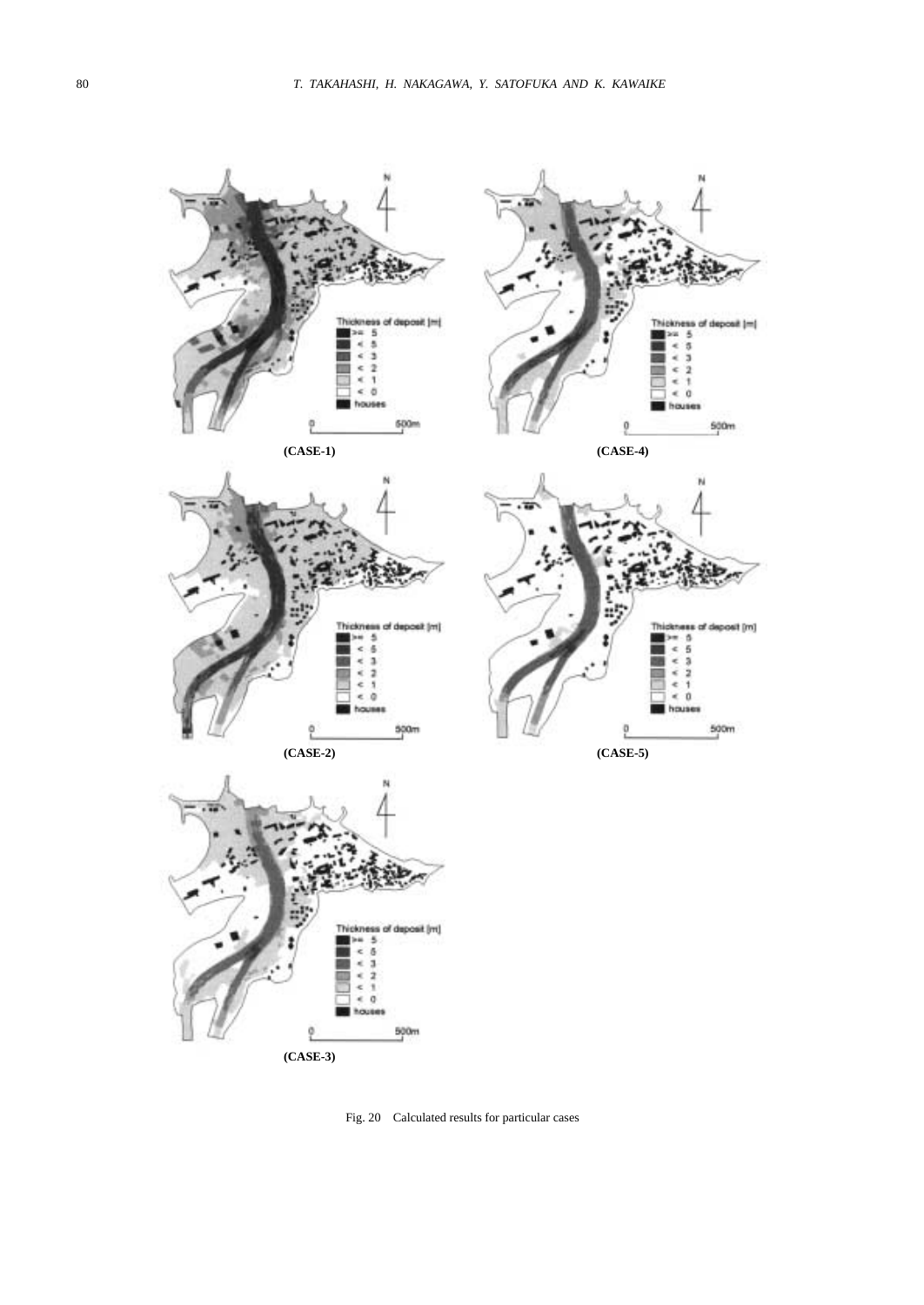Fig. 20 Calculated results for particular cases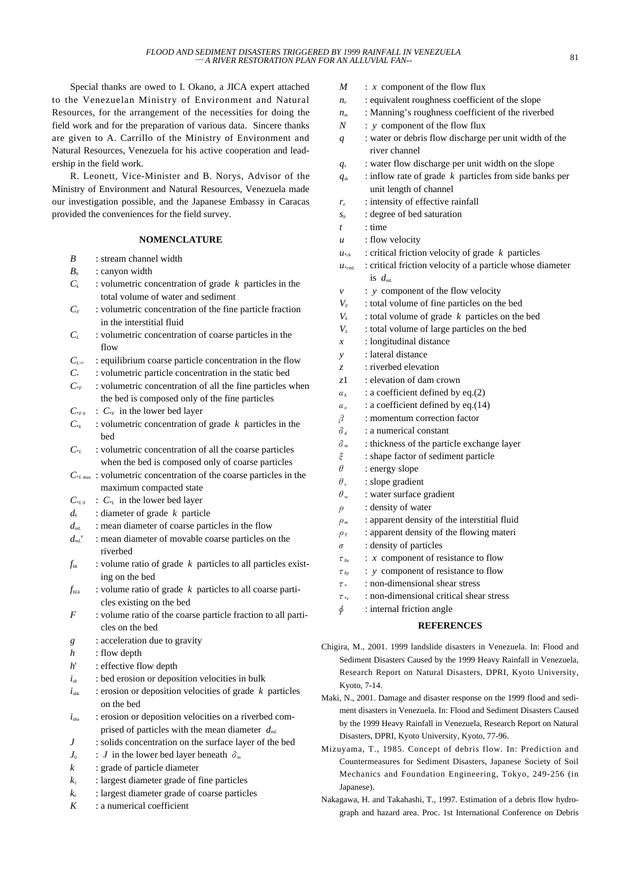Special thanks are owed to I. Okano, a JICA expert attached to the Venezuelan Ministry of Environment and Natural Resources, for the arrangement of the necessities for doing the field work and for the preparation of various data. Sincere thanks are given to A. Carrillo of the Ministry of Environment and Natural Resources, Venezuela for his active cooperation and leadership in the field work.

R. Leonett, Vice-Minister and B. Norys, Advisor of the Ministry of Environment and Natural Resources, Venezuela made our investigation possible, and the Japanese Embassy in Caracas provided the conveniences for the field survey.

## NOMENCLATURE

- $B$ : stream channel width
- $B_0$ : canyon width
- $C_k$ : volumetric concentration of grade $k$ particles in the total volume of water and sediment
- $C_F$ : volumetric concentration of the fine particle fraction in the interstitial fluid
- $C_L$ : volumetric concentration of coarse particles in the flow
- $C_{L\infty}$ : equilibrium coarse particle concentration in the flow
- $C_*$ : volumetric particle concentration in the static bed
- $C_{*F}$ : volumetric concentration of all the fine particles when the bed is composed only of the fine particles
- $C_{*F0}$ : $C_{*F}$ in the lower bed layer
- $C_{*k}$ : volumetric concentration of grade $k$ particles in the bed
- $C_{*L}$ : volumetric concentration of all the coarse particles when the bed is composed only of coarse particles
- $C_{*L\max}$ : volumetric concentration of the coarse particles in the maximum compacted state
- $C_{*L0}$ : $C_{*L}$ in the lower bed layer
- $d_k$ : diameter of grade $k$ particle
- $d_{mL}$ : mean diameter of coarse particles in the flow
- $d_{mL}'$ : mean diameter of movable coarse particles on the riverbed
- $f_{bk}$ : volume ratio of grade $k$ particles to all particles existing on the bed
- $f_{bLk}$ : volume ratio of grade $k$ particles to all coarse particles existing on the bed
- $F$ : volume ratio of the coarse particle fraction to all particles on the bed
- $g$ : acceleration due to gravity
- $h$ : flow depth
- $h'$ : effective flow depth
- $i_{sb}$ : bed erosion or deposition velocities in bulk
- $i_{sbk}$ : erosion or deposition velocities of grade $k$ particles on the bed
- $i_{sbo}$ : erosion or deposition velocities on a riverbed comprised of particles with the mean diameter $d_{mL}$
- $J$ : solids concentration on the surface layer of the bed
- $J_0$ : $J$ in the lower bed layer beneath $\delta_m$
- $k$ : grade of particle diameter
- $k_1$ : largest diameter grade of fine particles
- $k_e$ : largest diameter grade of coarse particles
- $K$ : a numerical coefficient
- $M$ : $x$ component of the flow flux
- $n_e$ : equivalent roughness coefficient of the slope
- $n_m$ : Manning's roughness coefficient of the riverbed
- $N$ : $y$ component of the flow flux
- $q$ : water or debris flow discharge per unit width of the river channel
- $q_s$ : water flow discharge per unit width on the slope
- $q_{sk}$ : inflow rate of grade $k$ particles from side banks per unit length of channel
- $r_e$ : intensity of effective rainfall
- $s_b$ : degree of bed saturation
- $t$ : time
- $u$ : flow velocity
- $u_{*ck}$ : critical friction velocity of grade $k$ particles
- $u_{*cmL}$ : critical friction velocity of a particle whose diameter is $d_{mL}$
- $v$ : $y$ component of the flow velocity
- $V_F$ : total volume of fine particles on the bed
- $V_k$ : total volume of grade $k$ particles on the bed
- $V_L$ : total volume of large particles on the bed
- $x$ : longitudinal distance
- $y$ : lateral distance
- $z$ : riverbed elevation
- $z1$ : elevation of dam crown
- $\alpha_k$ : a coefficient defined by eq.(2)
- $\alpha_o$ : a coefficient defined by eq.(14)
- $\beta$ : momentum correction factor
- $\delta_d$ : a numerical constant
- $\delta_m$ : thickness of the particle exchange layer
- $\xi$ : shape factor of sediment particle
- $\theta$ : energy slope
- $\theta_s$ : slope gradient
- $\theta_w$ : water surface gradient
- $\rho$ : density of water
- $\rho_m$ : apparent density of the interstitial fluid
- $\rho_T$ : apparent density of the flowing materi
- $\sigma$ : density of particles
- $\tau_{bx}$ : $x$ component of resistance to flow
- $\tau_{by}$ : $y$ component of resistance to flow
- $\tau_*$ : non-dimensional shear stress
- $\tau_{*c}$ : non-dimensional critical shear stress
- $\phi$ : internal friction angle

## REFERENCES

Chigira, M., 2001. 1999 landslide disasters in Venezuela. In: Flood and Sediment Disasters Caused by the 1999 Heavy Rainfall in Venezuela, Research Report on Natural Disasters, DPRI, Kyoto University, Kyoto, 7-14.

Maki, N., 2001. Damage and disaster response on the 1999 flood and sediment disasters in Venezuela. In: Flood and Sediment Disasters Caused by the 1999 Heavy Rainfall in Venezuela, Research Report on Natural Disasters, DPRI, Kyoto University, Kyoto, 77-96.

Mizuyama, T., 1985. Concept of debris flow. In: Prediction and Countermeasures for Sediment Disasters, Japanese Society of Soil Mechanics and Foundation Engineering, Tokyo, 249-256 (in Japanese).

Nakagawa, H. and Takahashi, T., 1997. Estimation of a debris flow hydrograph and hazard area. Proc. 1st International Conference on Debris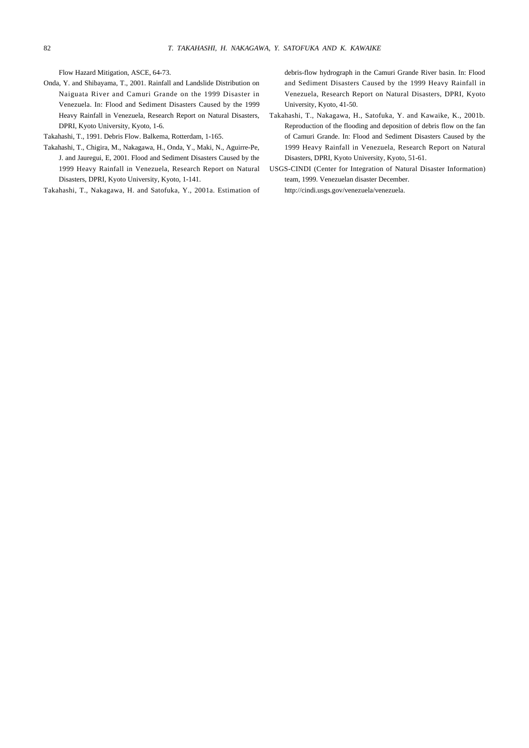Flow Hazard Mitigation, ASCE, 64-73.

Onda, Y. and Shibayama, T., 2001. Rainfall and Landslide Distribution on Naiguata River and Camuri Grande on the 1999 Disaster in Venezuela. In: Flood and Sediment Disasters Caused by the 1999 Heavy Rainfall in Venezuela, Research Report on Natural Disasters, DPRI, Kyoto University, Kyoto, 1-6.

Takahashi, T., 1991. Debris Flow. Balkema, Rotterdam, 1-165.

Takahashi, T., Chigira, M., Nakagawa, H., Onda, Y., Maki, N., Aguirre-Pe, J. and Jauregui, E, 2001. Flood and Sediment Disasters Caused by the 1999 Heavy Rainfall in Venezuela, Research Report on Natural Disasters, DPRI, Kyoto University, Kyoto, 1-141.

Takahashi, T., Nakagawa, H. and Satofuka, Y., 2001a. Estimation of debris-flow hydrograph in the Camuri Grande River basin. In: Flood and Sediment Disasters Caused by the 1999 Heavy Rainfall in Venezuela, Research Report on Natural Disasters, DPRI, Kyoto University, Kyoto, 41-50.

Takahashi, T., Nakagawa, H., Satofuka, Y. and Kawaike, K., 2001b. Reproduction of the flooding and deposition of debris flow on the fan of Camuri Grande. In: Flood and Sediment Disasters Caused by the 1999 Heavy Rainfall in Venezuela, Research Report on Natural Disasters, DPRI, Kyoto University, Kyoto, 51-61.

USGS-CINDI (Center for Integration of Natural Disaster Information) team, 1999. Venezuelan disaster December. http://cindi.usgs.gov/venezuela/venezuela.